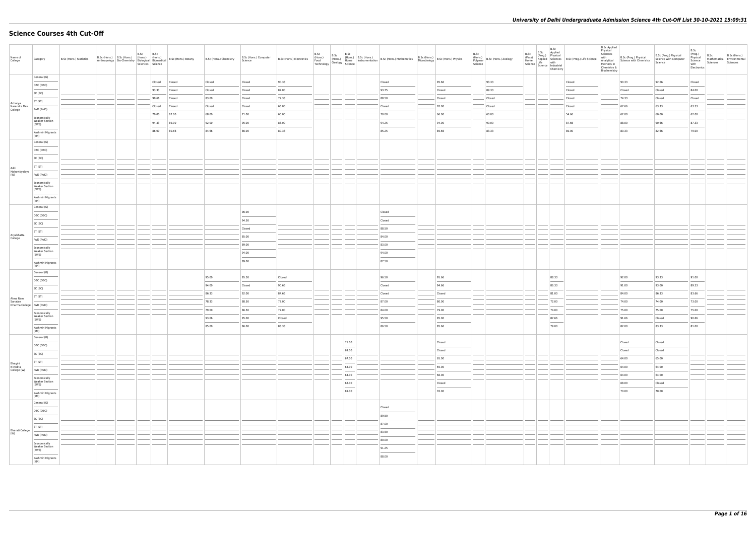## Science Courses 4th Cut-Off

| Name of College | Category | B.Sc (Hons.) Statistics | B.Sc (Hons.) Anthropology | B.Sc (Hons.) Bio-Chemistry | B.Sc (Hons.) Biological Sciences | B.Sc (Hons.) Biomedical Science | B.Sc (Hons.) Botany | B.Sc (Hons.) Chemistry | B.Sc (Hons.) Computer Science | B.Sc (Hons.) Electronics | B.Sc (Hons.) Food Technology | B.Sc (Hons.) Geology | B.Sc (Hons.) Home Science | B.Sc (Hons.) Instrumentation | B.Sc (Hons.) Mathematics | B.Sc (Hons.) Microbiology | B.Sc (Hons.) Physics | B.Sc (Hons.) Polymer Science | B.Sc (Hons.) Zoology | B.Sc (Pass) Home Science | B.Sc (Prog.) Applied Life Science | B.Sc Applied Physical Sciences with Industrial Chemistry | B.Sc (Prog.) Life Science | B.Sc Applied Physical Sciences with Analytical Methods in Chemistry & Biochemistry | B.Sc (Prog.) Physical Science with Chemistry | B.Sc (Prog.) Physical Science with Computer Science | B.Sc (Prog.) Physical Science with Electronics | B.Sc Mathematical Sciences | B.Sc (Hons.) Environmental Sciences |
|---|---|---|---|---|---|---|---|---|---|---|---|---|---|---|---|---|---|---|---|---|---|---|---|---|---|---|---|---|---|
| Acharya Narendra Dev College | General (G) | | | | | Closed | Closed | Closed | Closed | 90.33 | | | | | Closed | | 95.66 | | 93.33 | | | | Closed | | 90.33 | 92.66 | Closed | | |
| | OBC (OBC) | | | | | 93.33 | Closed | Closed | Closed | 87.00 | | | | | 93.75 | | Closed | | 89.33 | | | | Closed | | Closed | Closed | 84.00 | | |
| | SC (SC) | | | | | 90.66 | Closed | 83.00 | Closed | 79.33 | | | | | 88.50 | | Closed | | Closed | | | | Closed | | 74.33 | Closed | Closed | | |
| | ST (ST) | | | | | Closed | Closed | Closed | Closed | 66.00 | | | | | Closed | | 70.00 | | Closed | | | | Closed | | 67.66 | 63.33 | 63.33 | | |
| | PwD (PwD) | | | | | 70.00 | 62.00 | 68.00 | 71.00 | 60.00 | | | | | 70.00 | | 66.00 | | 60.00 | | | | 54.66 | | 62.00 | 60.00 | 62.00 | | |
| | Economically Weaker Section (EWS) | | | | | 94.33 | 89.00 | 92.00 | 95.00 | 88.00 | | | | | 94.25 | | 94.00 | | 90.00 | | | | 87.66 | | 88.00 | 90.66 | 87.33 | | |
| | Kashmiri Migrants (KM) | | | | | 86.00 | 80.66 | 84.66 | 86.00 | 80.33 | | | | | 85.25 | | 85.66 | | 83.33 | | | | 80.00 | | 80.33 | 82.66 | 79.00 | | |
| Aditi Mahavidyalaya (W) | General (G) | | | | | | | | | | | | | | | | | | | | | | | | | | | | |
| | OBC (OBC) | | | | | | | | | | | | | | | | | | | | | | | | | | | | |
| | SC (SC) | | | | | | | | | | | | | | | | | | | | | | | | | | | | |
| | ST (ST) | | | | | | | | | | | | | | | | | | | | | | | | | | | | |
| | PwD (PwD) | | | | | | | | | | | | | | | | | | | | | | | | | | | | |
| | Economically Weaker Section (EWS) | | | | | | | | | | | | | | | | | | | | | | | | | | | | |
| | Kashmiri Migrants (KM) | | | | | | | | | | | | | | | | | | | | | | | | | | | | |
| Aryabhatta College | General (G) | | | | | | | | 96.00 | | | | | | Closed | | | | | | | | | | | | | | |
| | OBC (OBC) | | | | | | | | 94.50 | | | | | | Closed | | | | | | | | | | | | | | |
| | SC (SC) | | | | | | | | Closed | | | | | | 88.50 | | | | | | | | | | | | | | |
| | ST (ST) | | | | | | | | 85.00 | | | | | | 84.00 | | | | | | | | | | | | | | |
| | PwD (PwD) | | | | | | | | 89.00 | | | | | | 83.00 | | | | | | | | | | | | | | |
| | Economically Weaker Section (EWS) | | | | | | | | 94.00 | | | | | | 94.00 | | | | | | | | | | | | | | |
| | Kashmiri Migrants (KM) | | | | | | | | 89.00 | | | | | | 87.50 | | | | | | | | | | | | | | |
| Atma Ram Sanatan Dharma College | General (G) | | | | | | | 95.00 | 95.50 | Closed | | | | | 96.50 | | 95.66 | | | | | 88.33 | | | 92.00 | 93.33 | 91.00 | | |
| | OBC (OBC) | | | | | | | 94.00 | Closed | 90.66 | | | | | Closed | | 94.66 | | | | | 86.33 | | | 91.00 | 93.00 | 89.33 | | |
| | SC (SC) | | | | | | | 86.33 | 92.00 | 84.66 | | | | | Closed | | Closed | | | | | 81.00 | | | 84.00 | 86.33 | 83.66 | | |
| | ST (ST) | | | | | | | 78.33 | 88.50 | 77.00 | | | | | 87.00 | | 80.00 | | | | | 72.00 | | | 74.00 | 74.00 | 73.00 | | |
| | PwD (PwD) | | | | | | | 79.00 | 86.50 | 77.00 | | | | | 84.00 | | 79.00 | | | | | 74.00 | | | 75.00 | 75.00 | 75.00 | | |
| | Economically Weaker Section (EWS) | | | | | | | 93.66 | 95.00 | Closed | | | | | 95.50 | | 95.00 | | | | | 87.66 | | | 91.66 | Closed | 90.66 | | |
| | Kashmiri Migrants (KM) | | | | | | | 85.00 | 86.00 | 83.33 | | | | | 86.50 | | 85.66 | | | | | 79.00 | | | 82.00 | 83.33 | 81.00 | | |
| Bhagini Nivedita College (W) | General (G) | | | | | | | | | | | | 75.00 | | | | Closed | | | | | | | | Closed | Closed | | | |
| | OBC (OBC) | | | | | | | | | | | | 69.00 | | | | Closed | | | | | | | | Closed | Closed | | | |
| | SC (SC) | | | | | | | | | | | | 67.00 | | | | 65.00 | | | | | | | | 64.00 | 65.00 | | | |
| | ST (ST) | | | | | | | | | | | | 64.00 | | | | 65.00 | | | | | | | | 64.00 | 64.00 | | | |
| | PwD (PwD) | | | | | | | | | | | | 64.00 | | | | 66.00 | | | | | | | | 64.00 | 64.00 | | | |
| | Economically Weaker Section (EWS) | | | | | | | | | | | | 68.00 | | | | Closed | | | | | | | | 68.00 | Closed | | | |
| | Kashmiri Migrants (KM) | | | | | | | | | | | | 69.00 | | | | 76.00 | | | | | | | | 70.00 | 70.00 | | | |
| Bharati College (W) | General (G) | | | | | | | | | | | | | | Closed | | | | | | | | | | | | | | |
| | OBC (OBC) | | | | | | | | | | | | | | 89.50 | | | | | | | | | | | | | | |
| | SC (SC) | | | | | | | | | | | | | | 87.00 | | | | | | | | | | | | | | |
| | ST (ST) | | | | | | | | | | | | | | 83.50 | | | | | | | | | | | | | | |
| | PwD (PwD) | | | | | | | | | | | | | | 80.00 | | | | | | | | | | | | | | |
| | Economically Weaker Section (EWS) | | | | | | | | | | | | | | 91.25 | | | | | | | | | | | | | | |
| | Kashmiri Migrants (KM) | | | | | | | | | | | | | | 88.00 | | | | | | | | | | | | | | |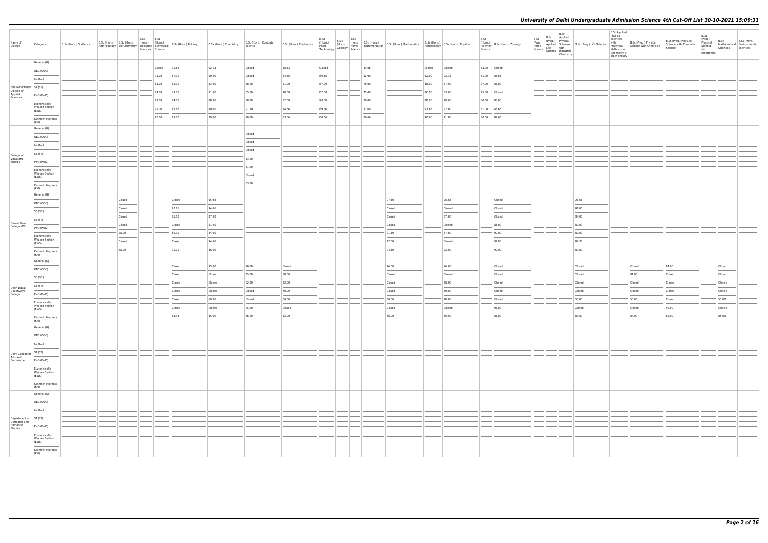# University of Delhi Undergraduate Admission Science 4th Cut-Off List 30-10-2021 15:09:31

| Name of College | Category | B.Sc (Hons.) Statistics | B.Sc (Hons.) Anthropology | B.Sc (Hons.) Bio-Chemistry | B.Sc (Hons.) Biological Sciences | B.Sc (Hons.) Biomedical Science | B.Sc (Hons.) Botany | B.Sc (Hons.) Chemistry | B.Sc (Hons.) Computer Science | B.Sc (Hons.) Electronics | B.Sc (Hons.) Food Technology | B.Sc (Hons.) Geology | B.Sc (Hons.) Home Science | B.Sc (Hons.) Instrumentation | B.Sc (Hons.) Mathematics | B.Sc (Hons.) Microbiology | B.Sc (Hons.) Physics | B.Sc (Hons.) Polymer Science | B.Sc (Hons.) Zoology | B.Sc (Pass) Home Science | B.Sc (Prog.) Applied Life Science | B.Sc Applied Physical Sciences with Industrial Chemistry | B.Sc (Prog.) Life Science | B.Sc Applied Physical Sciences with Analytical Methods in Chemistry & Biochemistry | B.Sc (Prog.) Physical Science with Chemistry | B.Sc (Prog.) Physical Science with Computer Science | B.Sc (Prog.) Physical Science with Electronics | B.Sc Mathematical Sciences | B.Sc (Hons.) Environmental Sciences |
|---|---|---|---|---|---|---|---|---|---|---|---|---|---|---|---|---|---|---|---|---|---|---|---|---|---|---|---|---|---|
| Bhaskaracharya College of Applied Sciences | General (G) | | | | | Closed | 90.66 | 92.33 | Closed | 88.33 | Closed | | | 83.66 | | Closed | Closed | 83.00 | Closed | | | | | | | | | | |
| | OBC (OBC) | | | | | 91.00 | 87.00 | 90.00 | Closed | 84.66 | 89.66 | | | 82.00 | | 92.00 | 92.33 | 81.00 | 88.66 | | | | | | | | | | |
| | SC (SC) | | | | | 88.00 | 82.00 | 83.00 | 88.00 | 81.00 | 87.00 | | | 78.00 | | 88.00 | 87.00 | 77.00 | 83.00 | | | | | | | | | | |
| | ST (ST) | | | | | 84.00 | 79.00 | 81.00 | 85.00 | 78.00 | 82.00 | | | 75.00 | | 86.00 | 83.00 | 75.00 | Closed | | | | | | | | | | |
| | PwD (PwD) | | | | | 89.00 | 84.00 | 88.00 | 88.00 | 82.00 | 90.00 | | | 80.00 | | 88.00 | 90.00 | 80.00 | 88.00 | | | | | | | | | | |
| | Economically Weaker Section (EWS) | | | | | 91.00 | 89.66 | 90.00 | 91.50 | 84.66 | 89.66 | | | 81.00 | | 91.66 | 92.00 | 81.00 | 88.66 | | | | | | | | | | |
| | Kashmiri Migrants (KM) | | | | | 90.00 | 89.00 | 89.00 | 90.00 | 83.66 | 88.66 | | | 80.66 | | 90.66 | 91.00 | 80.00 | 87.66 | | | | | | | | | | |
| College of Vocational Studies | General (G) | | | | | | | | Closed | | | | | | | | | | | | | | | | | | | | |
| | OBC (OBC) | | | | | | | | Closed | | | | | | | | | | | | | | | | | | | | |
| | SC (SC) | | | | | | | | Closed | | | | | | | | | | | | | | | | | | | | |
| | ST (ST) | | | | | | | | 83.00 | | | | | | | | | | | | | | | | | | | | |
| | PwD (PwD) | | | | | | | | 81.00 | | | | | | | | | | | | | | | | | | | | |
| | Economically Weaker Section (EWS) | | | | | | | | Closed | | | | | | | | | | | | | | | | | | | | |
| | Kashmiri Migrants (KM) | | | | | | | | 83.00 | | | | | | | | | | | | | | | | | | | | |
| Daulat Ram College (W) | General (G) | | | Closed | | | Closed | 95.66 | | | | | | | 97.50 | | 96.66 | | Closed | | | | 93.66 | | | | | | |
| | OBC (OBC) | | | Closed | | | 90.66 | 94.66 | | | | | | | Closed | | Closed | | Closed | | | | 91.00 | | | | | | |
| | SC (SC) | | | Closed | | | 86.00 | 87.00 | | | | | | | Closed | | 87.00 | | Closed | | | | 84.00 | | | | | | |
| | ST (ST) | | | Closed | | | Closed | 81.00 | | | | | | | Closed | | Closed | | 85.00 | | | | 80.00 | | | | | | |
| | PwD (PwD) | | | 78.00 | | | 89.00 | 84.00 | | | | | | | 91.50 | | 87.00 | | 90.00 | | | | 80.00 | | | | | | |
| | Economically Weaker Section (EWS) | | | Closed | | | Closed | 94.66 | | | | | | | 97.00 | | Closed | | 94.00 | | | | 92.33 | | | | | | |
| | Kashmiri Migrants (KM) | | | 88.00 | | | 90.00 | 86.00 | | | | | | | 94.50 | | 92.00 | | 90.00 | | | | 89.00 | | | | | | |
| Deen Dayal Upadhyaya College | General (G) | | | | | | Closed | 95.00 | 96.00 | Closed | | | | | 96.00 | | 96.00 | | Closed | | | | Closed | | Closed | 94.00 | | Closed | |
| | OBC (OBC) | | | | | | Closed | Closed | 95.00 | 88.00 | | | | | Closed | | Closed | | Closed | | | | Closed | | 91.00 | Closed | | Closed | |
| | SC (SC) | | | | | | Closed | Closed | 92.00 | 82.00 | | | | | Closed | | 88.00 | | Closed | | | | Closed | | Closed | Closed | | Closed | |
| | ST (ST) | | | | | | Closed | Closed | Closed | 70.00 | | | | | Closed | | 80.00 | | Closed | | | | Closed | | Closed | Closed | | Closed | |
| | PwD (PwD) | | | | | | Closed | 60.00 | Closed | 60.00 | | | | | 60.00 | | 70.00 | | Closed | | | | 55.00 | | 55.00 | Closed | | 55.00 | |
| | Economically Weaker Section (EWS) | | | | | | Closed | Closed | 95.00 | Closed | | | | | Closed | | Closed | | 93.00 | | | | Closed | | Closed | 92.00 | | Closed | |
| | Kashmiri Migrants (KM) | | | | | | 83.33 | 85.00 | 86.00 | 82.00 | | | | | 86.00 | | 86.00 | | 86.00 | | | | 83.00 | | 84.00 | 84.00 | | 85.00 | |
| Delhi College of Arts and Commerce | General (G) | | | | | | | | | | | | | | | | | | | | | | | | | | | | |
| | OBC (OBC) | | | | | | | | | | | | | | | | | | | | | | | | | | | | |
| | SC (SC) | | | | | | | | | | | | | | | | | | | | | | | | | | | | |
| | ST (ST) | | | | | | | | | | | | | | | | | | | | | | | | | | | | |
| | PwD (PwD) | | | | | | | | | | | | | | | | | | | | | | | | | | | | |
| | Economically Weaker Section (EWS) | | | | | | | | | | | | | | | | | | | | | | | | | | | | |
| | Kashmiri Migrants (KM) | | | | | | | | | | | | | | | | | | | | | | | | | | | | |
| Department of Germanic and Romance Studies | General (G) | | | | | | | | | | | | | | | | | | | | | | | | | | | | |
| | OBC (OBC) | | | | | | | | | | | | | | | | | | | | | | | | | | | | |
| | SC (SC) | | | | | | | | | | | | | | | | | | | | | | | | | | | | |
| | ST (ST) | | | | | | | | | | | | | | | | | | | | | | | | | | | | |
| | PwD (PwD) | | | | | | | | | | | | | | | | | | | | | | | | | | | | |
| | Economically Weaker Section (EWS) | | | | | | | | | | | | | | | | | | | | | | | | | | | | |
| | Kashmiri Migrants (KM) | | | | | | | | | | | | | | | | | | | | | | | | | | | | |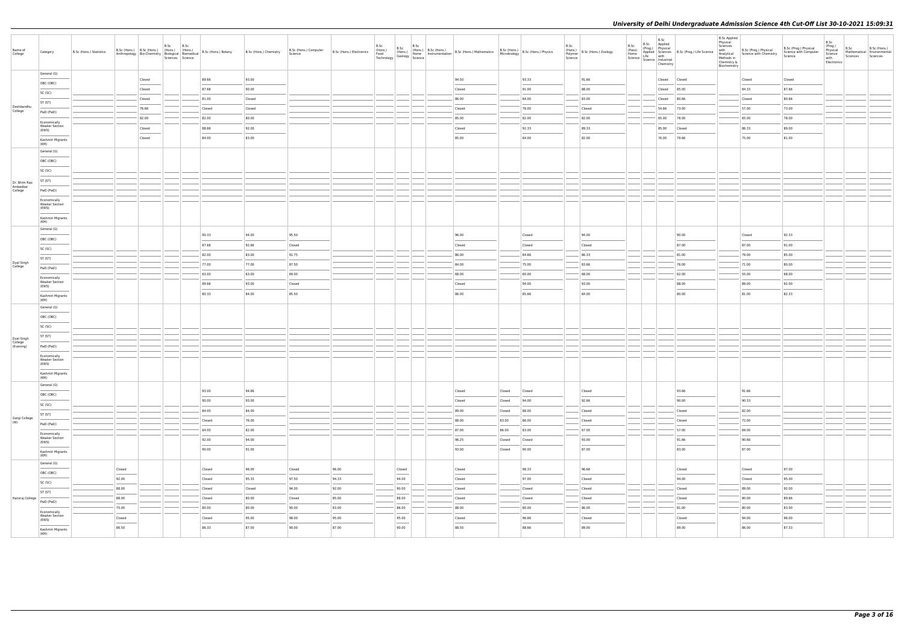| Name of College | Category | B.Sc (Hons.) Statistics | B.Sc (Hons.) Anthropology | B.Sc (Hons.) Bio-Chemistry | B.Sc (Hons.) Biological Sciences | B.Sc (Hons.) Biomedical Science | B.Sc (Hons.) Botany | B.Sc (Hons.) Chemistry | B.Sc (Hons.) Computer Science | B.Sc (Hons.) Electronics | B.Sc (Hons.) Food Technology | B.Sc (Hons.) Geology | B.Sc (Hons.) Home Science | B.Sc (Hons.) Instrumentation | B.Sc (Hons.) Mathematics | B.Sc (Hons.) Microbiology | B.Sc (Hons.) Physics | B.Sc (Hons.) Polymer Science | B.Sc (Hons.) Zoology | B.Sc (Pass) Home Science | B.Sc (Prog.) Applied Life Science | B.Sc Applied Physical Sciences with Industrial Chemistry | B.Sc (Prog.) Life Science | B.Sc Applied Physical Sciences with Analytical Methods in Chemistry & Biochemistry | B.Sc (Prog.) Physical Science with Chemistry | B.Sc (Prog.) Physical Science with Computer Science | B.Sc (Prog.) Physical Science with Electronics | B.Sc Mathematical Sciences | B.Sc (Hons.) Environmental Sciences |
|---|---|---|---|---|---|---|---|---|---|---|---|---|---|---|---|---|---|---|---|---|---|---|---|---|---|---|---|---|---|
| Deshbandhu College | General (G) | | | Closed | | | 89.66 | 93.00 | | | | | | | 94.50 | | 93.33 | | 91.66 | | | Closed | Closed | | Closed | Closed | | | |
| | OBC (OBC) | | | Closed | | | 87.66 | 90.00 | | | | | | | Closed | | 91.00 | | 88.00 | | | Closed | 85.00 | | 84.33 | 87.66 | | | |
| | SC (SC) | | | Closed | | | 81.00 | Closed | | | | | | | 86.00 | | 84.00 | | 83.00 | | | Closed | 80.66 | | Closed | 80.66 | | | |
| | ST (ST) | | | 76.66 | | | Closed | Closed | | | | | | | Closed | | 76.00 | | Closed | | | 54.66 | 73.00 | | 57.00 | 73.00 | | | |
| | PwD (PwD) | | | 82.00 | | | 82.00 | 80.00 | | | | | | | 85.00 | | 82.00 | | 82.00 | | | 65.00 | 78.00 | | 65.00 | 78.00 | | | |
| | Economically Weaker Section (EWS) | | | Closed | | | 88.66 | 92.00 | | | | | | | Closed | | 92.33 | | 89.33 | | | 85.00 | Closed | | 86.33 | 89.00 | | | |
| | Kashmiri Migrants (KM) | | | Closed | | | 84.00 | 83.00 | | | | | | | 85.00 | | 84.00 | | 82.00 | | | 76.00 | 79.66 | | 75.00 | 81.00 | | | |
| Dr. Bhim Rao Ambedkar College | General (G) | | | | | | | | | | | | | | | | | | | | | | | | | | | | |
| | OBC (OBC) | | | | | | | | | | | | | | | | | | | | | | | | | | | | |
| | SC (SC) | | | | | | | | | | | | | | | | | | | | | | | | | | | | |
| | ST (ST) | | | | | | | | | | | | | | | | | | | | | | | | | | | | |
| | PwD (PwD) | | | | | | | | | | | | | | | | | | | | | | | | | | | | |
| | Economically Weaker Section (EWS) | | | | | | | | | | | | | | | | | | | | | | | | | | | | |
| | Kashmiri Migrants (KM) | | | | | | | | | | | | | | | | | | | | | | | | | | | | |
| Dyal Singh College | General (G) | | | | | | 90.33 | 94.00 | 95.50 | | | | | | 96.00 | | Closed | | 94.00 | | | | 90.00 | | Closed | 92.33 | | | |
| | OBC (OBC) | | | | | | 87.66 | 92.66 | Closed | | | | | | Closed | | Closed | | Closed | | | | 87.00 | | 87.00 | 91.00 | | | |
| | SC (SC) | | | | | | 82.00 | 83.00 | 91.75 | | | | | | 86.00 | | 84.66 | | 86.33 | | | | 81.00 | | 79.00 | 85.00 | | | |
| | ST (ST) | | | | | | 77.00 | 77.00 | 87.50 | | | | | | 84.00 | | 75.00 | | 83.66 | | | | 76.00 | | 71.00 | 80.00 | | | |
| | PwD (PwD) | | | | | | 63.00 | 63.00 | 69.00 | | | | | | 68.00 | | 60.00 | | 68.00 | | | | 62.00 | | 55.00 | 68.00 | | | |
| | Economically Weaker Section (EWS) | | | | | | 89.66 | 93.00 | Closed | | | | | | Closed | | 94.00 | | 93.00 | | | | 88.00 | | 89.00 | 92.00 | | | |
| | Kashmiri Migrants (KM) | | | | | | 80.33 | 84.00 | 85.50 | | | | | | 86.00 | | 85.66 | | 84.00 | | | | 80.00 | | 81.00 | 82.33 | | | |
| Dyal Singh College (Evening) | General (G) | | | | | | | | | | | | | | | | | | | | | | | | | | | | |
| | OBC (OBC) | | | | | | | | | | | | | | | | | | | | | | | | | | | | |
| | SC (SC) | | | | | | | | | | | | | | | | | | | | | | | | | | | | |
| | ST (ST) | | | | | | | | | | | | | | | | | | | | | | | | | | | | |
| | PwD (PwD) | | | | | | | | | | | | | | | | | | | | | | | | | | | | |
| | Economically Weaker Section (EWS) | | | | | | | | | | | | | | | | | | | | | | | | | | | | |
| | Kashmiri Migrants (KM) | | | | | | | | | | | | | | | | | | | | | | | | | | | | |
| Gargi College (W) | General (G) | | | | | | 93.00 | 94.66 | | | | | | | Closed | Closed | Closed | | Closed | | | | 93.66 | | 91.66 | | | | |
| | OBC (OBC) | | | | | | 90.00 | 93.00 | | | | | | | Closed | Closed | 94.00 | | 92.66 | | | | 90.00 | | 90.33 | | | | |
| | SC (SC) | | | | | | 84.00 | 84.00 | | | | | | | 89.00 | Closed | 88.00 | | Closed | | | | Closed | | 82.00 | | | | |
| | ST (ST) | | | | | | Closed | 76.00 | | | | | | | 88.00 | 83.00 | 86.00 | | Closed | | | | Closed | | 72.00 | | | | |
| | PwD (PwD) | | | | | | 64.00 | 82.00 | | | | | | | 87.00 | 86.00 | 83.00 | | 67.00 | | | | 57.00 | | 69.00 | | | | |
| | Economically Weaker Section (EWS) | | | | | | 92.00 | 94.00 | | | | | | | 96.25 | Closed | Closed | | 93.00 | | | | 91.66 | | 90.66 | | | | |
| | Kashmiri Migrants (KM) | | | | | | 90.00 | 91.00 | | | | | | | 93.00 | Closed | 90.00 | | 87.00 | | | | 83.00 | | 87.00 | | | | |
| Hansraj College | General (G) | | Closed | | | | Closed | 96.00 | Closed | 96.00 | | Closed | | | Closed | | 98.33 | | 96.66 | | | | Closed | | Closed | 97.00 | | | |
| | OBC (OBC) | | 92.00 | | | | Closed | 95.33 | 97.50 | 94.33 | | 94.00 | | | Closed | | 97.00 | | Closed | | | | 94.00 | | Closed | 95.00 | | | |
| | SC (SC) | | 88.00 | | | | Closed | Closed | 94.00 | 92.00 | | 90.00 | | | Closed | | Closed | | Closed | | | | Closed | | 89.00 | 92.00 | | | |
| | ST (ST) | | 88.00 | | | | Closed | 80.00 | Closed | 85.00 | | 88.00 | | | Closed | | Closed | | Closed | | | | Closed | | 80.00 | 89.66 | | | |
| | PwD (PwD) | | 75.00 | | | | 80.00 | 80.00 | 90.00 | 83.00 | | 86.00 | | | 88.00 | | 80.00 | | 86.00 | | | | 81.00 | | 80.00 | 83.00 | | | |
| | Economically Weaker Section (EWS) | | Closed | | | | Closed | 95.00 | 98.00 | 95.00 | | 95.00 | | | Closed | | 96.66 | | Closed | | | | Closed | | 94.00 | 96.00 | | | |
| | Kashmiri Migrants (KM) | | 86.50 | | | | 86.33 | 87.00 | 90.00 | 87.00 | | 90.00 | | | 88.50 | | 88.66 | | 89.00 | | | | 89.00 | | 86.00 | 87.33 | | | |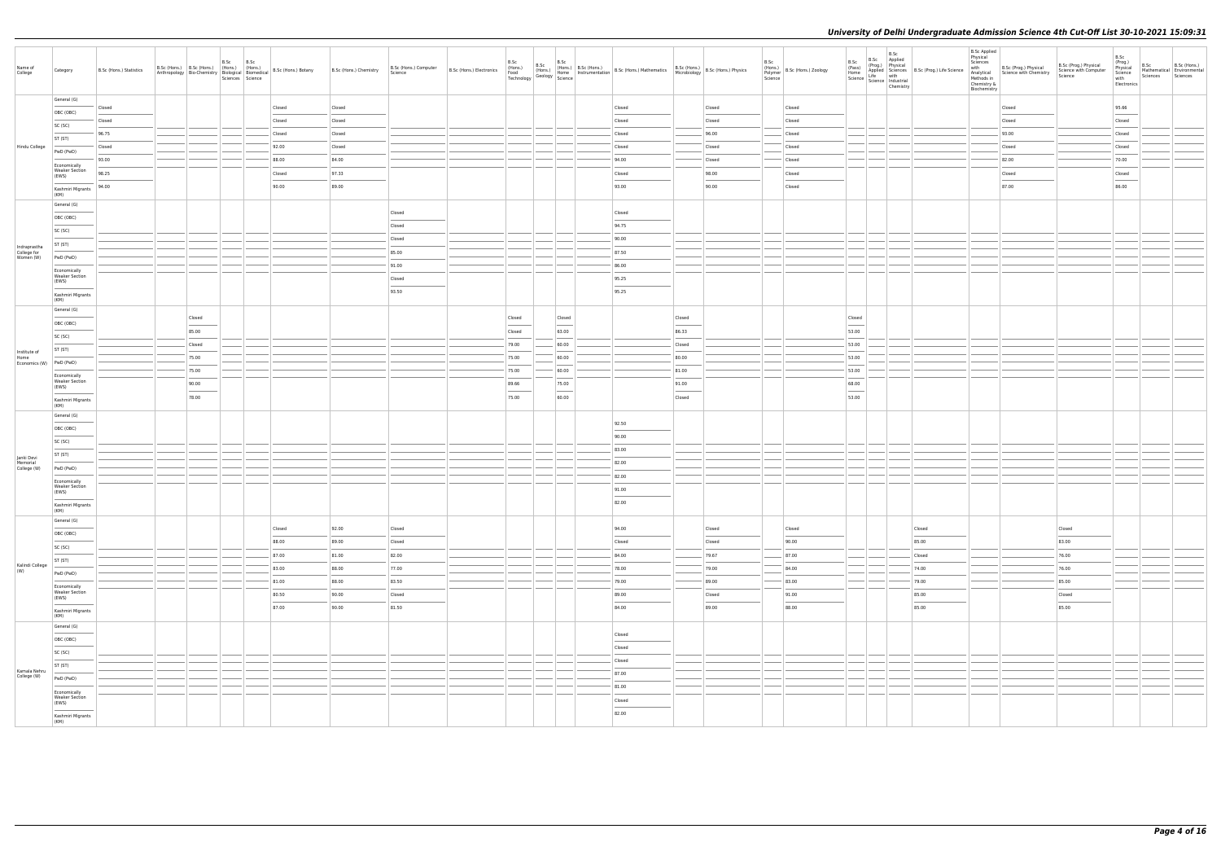| Name of College | Category | B.Sc (Hons.) Statistics | B.Sc (Hons.) Anthropology | B.Sc (Hons.) Bio-Chemistry | B.Sc (Hons.) Biological Sciences | B.Sc (Hons.) Biomedical Science | B.Sc (Hons.) Botany | B.Sc (Hons.) Chemistry | B.Sc (Hons.) Computer Science | B.Sc (Hons.) Electronics | B.Sc (Hons.) Food Technology | B.Sc (Hons.) Geology | B.Sc (Hons.) Home Science | B.Sc (Hons.) Instrumentation | B.Sc (Hons.) Mathematics | B.Sc (Hons.) Microbiology | B.Sc (Hons.) Physics | B.Sc (Hons.) Polymer Science | B.Sc (Hons.) Zoology | B.Sc (Pass) Home Science | B.Sc (Prog.) Applied Life Science | B.Sc Applied Physical Sciences with Industrial Chemistry | B.Sc (Prog.) Life Science | B.Sc Applied Physical Sciences with Analytical Methods in Chemistry & Biochemistry | B.Sc (Prog.) Physical Science with Chemistry | B.Sc (Prog.) Physical Science with Computer Science | B.Sc (Prog.) Physical Science with Electronics | B.Sc Mathematical Sciences | B.Sc (Hons.) Environmental Sciences |
|---|---|---|---|---|---|---|---|---|---|---|---|---|---|---|---|---|---|---|---|---|---|---|---|---|---|---|---|---|---|
| Hindu College | General (G) | Closed | | | | | Closed | Closed | | | | | | | Closed | | Closed | | Closed | | | | | | Closed | | 95.66 | | |
| | OBC (OBC) | Closed | | | | | Closed | Closed | | | | | | | Closed | | Closed | | Closed | | | | | | Closed | | Closed | | |
| | SC (SC) | 96.75 | | | | | Closed | Closed | | | | | | | Closed | | 96.00 | | Closed | | | | | | 93.00 | | Closed | | |
| | ST (ST) | Closed | | | | | 92.00 | Closed | | | | | | | Closed | | Closed | | Closed | | | | | | Closed | | Closed | | |
| | PwD (PwD) | 93.00 | | | | | 88.00 | 84.00 | | | | | | | 94.00 | | Closed | | Closed | | | | | | 82.00 | | 70.00 | | |
| | Economically Weaker Section (EWS) | 98.25 | | | | | Closed | 97.33 | | | | | | | Closed | | 98.00 | | Closed | | | | | | Closed | | Closed | | |
| | Kashmiri Migrants (KM) | 94.00 | | | | | 90.00 | 89.00 | | | | | | | 93.00 | | 90.00 | | Closed | | | | | | 87.00 | | 86.00 | | |
| Indraprastha College for Women (W) | General (G) | | | | | | | | Closed | | | | | | Closed | | | | | | | | | | | | | | |
| | OBC (OBC) | | | | | | | | Closed | | | | | | 94.75 | | | | | | | | | | | | | | |
| | SC (SC) | | | | | | | | Closed | | | | | | 90.00 | | | | | | | | | | | | | | |
| | ST (ST) | | | | | | | | 85.00 | | | | | | 87.50 | | | | | | | | | | | | | | |
| | PwD (PwD) | | | | | | | | 91.00 | | | | | | 86.00 | | | | | | | | | | | | | | |
| | Economically Weaker Section (EWS) | | | | | | | | Closed | | | | | | 95.25 | | | | | | | | | | | | | | |
| | Kashmiri Migrants (KM) | | | | | | | | 93.50 | | | | | | 95.25 | | | | | | | | | | | | | | |
| Institute of Home Economics (W) | General (G) | | | Closed | | | | | | | Closed | | Closed | | | Closed | | | | Closed | | | | | | | | | |
| | OBC (OBC) | | | 85.00 | | | | | | | Closed | | 63.00 | | | 86.33 | | | | 53.00 | | | | | | | | | |
| | SC (SC) | | | Closed | | | | | | | 79.00 | | 60.00 | | | Closed | | | | 53.00 | | | | | | | | | |
| | ST (ST) | | | 75.00 | | | | | | | 75.00 | | 60.00 | | | 80.00 | | | | 53.00 | | | | | | | | | |
| | PwD (PwD) | | | 75.00 | | | | | | | 75.00 | | 60.00 | | | 81.00 | | | | 53.00 | | | | | | | | | |
| | Economically Weaker Section (EWS) | | | 90.00 | | | | | | | 89.66 | | 75.00 | | | 91.00 | | | | 68.00 | | | | | | | | | |
| | Kashmiri Migrants (KM) | | | 78.00 | | | | | | | 75.00 | | 60.00 | | | Closed | | | | 53.00 | | | | | | | | | |
| Janki Devi Memorial College (W) | General (G) | | | | | | | | | | | | | | 92.50 | | | | | | | | | | | | | | |
| | OBC (OBC) | | | | | | | | | | | | | | 90.00 | | | | | | | | | | | | | | |
| | SC (SC) | | | | | | | | | | | | | | 83.00 | | | | | | | | | | | | | | |
| | ST (ST) | | | | | | | | | | | | | | 82.00 | | | | | | | | | | | | | | |
| | PwD (PwD) | | | | | | | | | | | | | | 82.00 | | | | | | | | | | | | | | |
| | Economically Weaker Section (EWS) | | | | | | | | | | | | | | 91.00 | | | | | | | | | | | | | | |
| | Kashmiri Migrants (KM) | | | | | | | | | | | | | | 82.00 | | | | | | | | | | | | | | |
| Kalindi College (W) | General (G) | | | | | | Closed | 92.00 | Closed | | | | | | 94.00 | | Closed | | Closed | | | | Closed | | | Closed | | | |
| | OBC (OBC) | | | | | | 88.00 | 89.00 | Closed | | | | | | Closed | | Closed | | 90.00 | | | | 85.00 | | | 83.50 | | | |
| | SC (SC) | | | | | | 87.00 | 81.00 | 82.00 | | | | | | 84.00 | | 79.67 | | 87.00 | | | | Closed | | | 76.00 | | | |
| | ST (ST) | | | | | | 83.00 | 86.00 | 77.00 | | | | | | 78.00 | | 79.00 | | 84.00 | | | | 74.00 | | | 76.00 | | | |
| | PwD (PwD) | | | | | | 81.00 | 86.00 | 83.50 | | | | | | 79.00 | | 89.00 | | 83.00 | | | | 79.00 | | | 85.00 | | | |
| | Economically Weaker Section (EWS) | | | | | | 80.50 | 90.00 | Closed | | | | | | 89.00 | | Closed | | 91.00 | | | | 85.00 | | | Closed | | | |
| | Kashmiri Migrants (KM) | | | | | | 87.00 | 90.00 | 81.50 | | | | | | 84.00 | | 89.00 | | 88.00 | | | | 85.00 | | | 85.00 | | | |
| Kamala Nehru College (W) | General (G) | | | | | | | | | | | | | | Closed | | | | | | | | | | | | | | |
| | OBC (OBC) | | | | | | | | | | | | | | Closed | | | | | | | | | | | | | | |
| | SC (SC) | | | | | | | | | | | | | | Closed | | | | | | | | | | | | | | |
| | ST (ST) | | | | | | | | | | | | | | 87.00 | | | | | | | | | | | | | | |
| | PwD (PwD) | | | | | | | | | | | | | | 81.00 | | | | | | | | | | | | | | |
| | Economically Weaker Section (EWS) | | | | | | | | | | | | | | Closed | | | | | | | | | | | | | | |
| | Kashmiri Migrants (KM) | | | | | | | | | | | | | | 82.00 | | | | | | | | | | | | | | |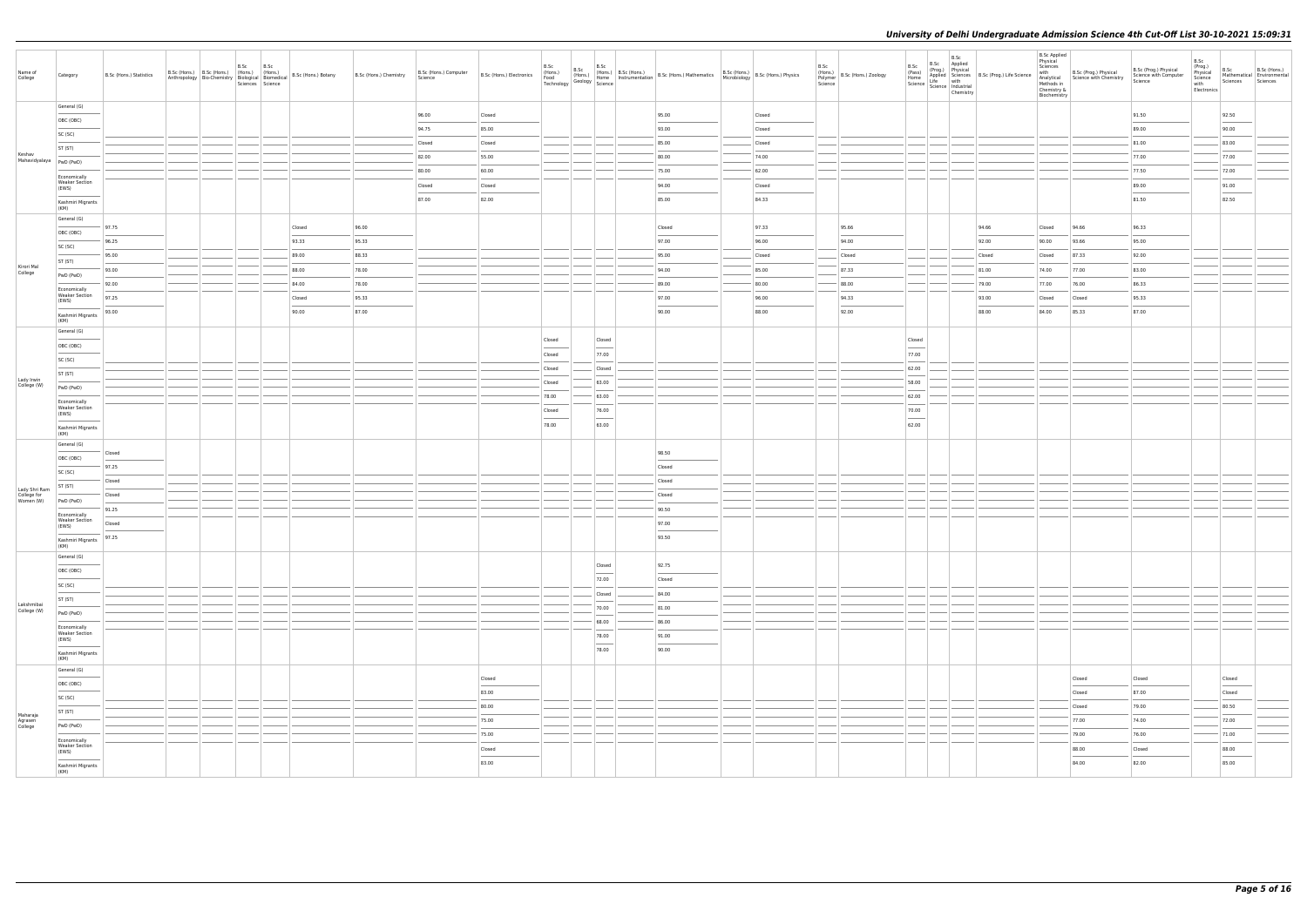## University of Delhi Undergraduate Admission Science 4th Cut-Off List 30-10-2021 15:09:31

| Name of College | Category | B.Sc (Hons.) Statistics | B.Sc (Hons.) Anthropology | B.Sc (Hons.) Bio-Chemistry | B.Sc (Hons.) Biological Sciences | B.Sc (Hons.) Biomedical Science | B.Sc (Hons.) Botany | B.Sc (Hons.) Chemistry | B.Sc (Hons.) Computer Science | B.Sc (Hons.) Electronics | B.Sc (Hons.) Food Technology | B.Sc (Hons.) Geology | B.Sc (Hons.) Home Science | B.Sc (Hons.) Instrumentation | B.Sc (Hons.) Mathematics | B.Sc (Hons.) Microbiology | B.Sc (Hons.) Physics | B.Sc (Hons.) Polymer Science | B.Sc (Hons.) Zoology | B.Sc (Pass) Home Science | B.Sc (Prog.) Applied Life Science | B.Sc Applied Physical Sciences with Industrial Chemistry | B.Sc (Prog.) Life Science | B.Sc Applied Physical Sciences with Analytical Methods in Chemistry & Biochemistry | B.Sc (Prog.) Physical Science with Chemistry | B.Sc (Prog.) Physical Science with Computer Science | B.Sc (Prog.) Physical Science with Electronics | B.Sc Mathematical Sciences | B.Sc (Hons.) Environmental Sciences |
|---|---|---|---|---|---|---|---|---|---|---|---|---|---|---|---|---|---|---|---|---|---|---|---|---|---|---|---|---|---|
| Keshav Mahavidyalaya | General (G) | | | | | | | | 96.00 | Closed | | | | | 95.00 | | Closed | | | | | | | | | 91.50 | | 92.50 | |
| | OBC (OBC) | | | | | | | | 94.75 | 85.00 | | | | | 93.00 | | Closed | | | | | | | | | 89.00 | | 90.00 | |
| | SC (SC) | | | | | | | | Closed | Closed | | | | | 85.00 | | Closed | | | | | | | | | 81.00 | | 83.00 | |
| | ST (ST) | | | | | | | | 82.00 | 55.00 | | | | | 80.00 | | 74.00 | | | | | | | | | 77.00 | | 77.00 | |
| | PwD (PwD) | | | | | | | | 80.00 | 60.00 | | | | | 75.00 | | 62.00 | | | | | | | | | 77.50 | | 72.00 | |
| | Economically Weaker Section (EWS) | | | | | | | | Closed | Closed | | | | | 94.00 | | Closed | | | | | | | | | 89.00 | | 91.00 | |
| | Kashmiri Migrants (KM) | | | | | | | | 87.00 | 82.00 | | | | | 85.00 | | 84.33 | | | | | | | | | 81.50 | | 82.50 | |
| Kirori Mal College | General (G) | 97.75 | | | | | Closed | 96.00 | | | | | | | Closed | | 97.33 | | 95.66 | | | | 94.66 | Closed | 94.66 | 96.33 | | | |
| | OBC (OBC) | 96.25 | | | | | 93.33 | 95.33 | | | | | | | 97.00 | | 96.00 | | 94.00 | | | | 92.00 | 90.00 | 93.66 | 95.00 | | | |
| | SC (SC) | 95.00 | | | | | 89.00 | 88.33 | | | | | | | 95.00 | | Closed | | Closed | | | | Closed | Closed | 87.33 | 92.00 | | | |
| | ST (ST) | 93.00 | | | | | 88.00 | 78.00 | | | | | | | 94.00 | | 85.00 | | 87.33 | | | | 81.00 | 74.00 | 77.00 | 83.00 | | | |
| | PwD (PwD) | 92.00 | | | | | 84.00 | 78.00 | | | | | | | 89.00 | | 80.00 | | 88.00 | | | | 79.00 | 77.00 | 76.00 | 86.33 | | | |
| | Economically Weaker Section (EWS) | 97.25 | | | | | Closed | 95.33 | | | | | | | 97.00 | | 96.00 | | 94.33 | | | | 93.00 | Closed | Closed | 95.33 | | | |
| | Kashmiri Migrants (KM) | 93.00 | | | | | 90.00 | 87.00 | | | | | | | 90.00 | | 88.00 | | 92.00 | | | | 88.00 | 84.00 | 85.33 | 87.00 | | | |
| Lady Irwin College (W) | General (G) | | | | | | | | | | Closed | | Closed | | | | | | | Closed | | | | | | | | | |
| | OBC (OBC) | | | | | | | | | | Closed | | 77.00 | | | | | | | 77.00 | | | | | | | | | |
| | SC (SC) | | | | | | | | | | Closed | | Closed | | | | | | | 62.00 | | | | | | | | | |
| | ST (ST) | | | | | | | | | | Closed | | 63.00 | | | | | | | 58.00 | | | | | | | | | |
| | PwD (PwD) | | | | | | | | | | 78.00 | | 63.00 | | | | | | | 62.00 | | | | | | | | | |
| | Economically Weaker Section (EWS) | | | | | | | | | | Closed | | 76.00 | | | | | | | 70.00 | | | | | | | | | |
| | Kashmiri Migrants (KM) | | | | | | | | | | 78.00 | | 63.00 | | | | | | | 62.00 | | | | | | | | | |
| Lady Shri Ram College for Women (W) | General (G) | Closed | | | | | | | | | | | | | 98.50 | | | | | | | | | | | | | | |
| | OBC (OBC) | 97.25 | | | | | | | | | | | | | Closed | | | | | | | | | | | | | | |
| | SC (SC) | Closed | | | | | | | | | | | | | Closed | | | | | | | | | | | | | | |
| | ST (ST) | Closed | | | | | | | | | | | | | Closed | | | | | | | | | | | | | | |
| | PwD (PwD) | 91.25 | | | | | | | | | | | | | 90.50 | | | | | | | | | | | | | | |
| | Economically Weaker Section (EWS) | Closed | | | | | | | | | | | | | 97.00 | | | | | | | | | | | | | | |
| | Kashmiri Migrants (KM) | 97.25 | | | | | | | | | | | | | 93.50 | | | | | | | | | | | | | | |
| Lakshmibai College (W) | General (G) | | | | | | | | | | | | Closed | | 92.75 | | | | | | | | | | | | | | |
| | OBC (OBC) | | | | | | | | | | | | 72.00 | | Closed | | | | | | | | | | | | | | |
| | SC (SC) | | | | | | | | | | | | Closed | | 84.00 | | | | | | | | | | | | | | |
| | ST (ST) | | | | | | | | | | | | 70.00 | | 81.00 | | | | | | | | | | | | | | |
| | PwD (PwD) | | | | | | | | | | | | 68.00 | | 86.00 | | | | | | | | | | | | | | |
| | Economically Weaker Section (EWS) | | | | | | | | | | | | 78.00 | | 91.00 | | | | | | | | | | | | | | |
| | Kashmiri Migrants (KM) | | | | | | | | | | | | 78.00 | | 90.00 | | | | | | | | | | | | | | |
| Maharaja Agrasen College | General (G) | | | | | | | | | Closed | | | | | | | | | | | | | | | Closed | Closed | | Closed | |
| | OBC (OBC) | | | | | | | | | 83.00 | | | | | | | | | | | | | | | Closed | 87.00 | | Closed | |
| | SC (SC) | | | | | | | | | 80.00 | | | | | | | | | | | | | | | Closed | 79.00 | | 80.50 | |
| | ST (ST) | | | | | | | | | 75.00 | | | | | | | | | | | | | | | 77.00 | 74.00 | | 72.00 | |
| | PwD (PwD) | | | | | | | | | 75.00 | | | | | | | | | | | | | | | 79.00 | 76.00 | | 71.00 | |
| | Economically Weaker Section (EWS) | | | | | | | | | Closed | | | | | | | | | | | | | | | 88.00 | Closed | | 88.00 | |
| | Kashmiri Migrants (KM) | | | | | | | | | 83.00 | | | | | | | | | | | | | | | 84.00 | 82.00 | | 85.00 | |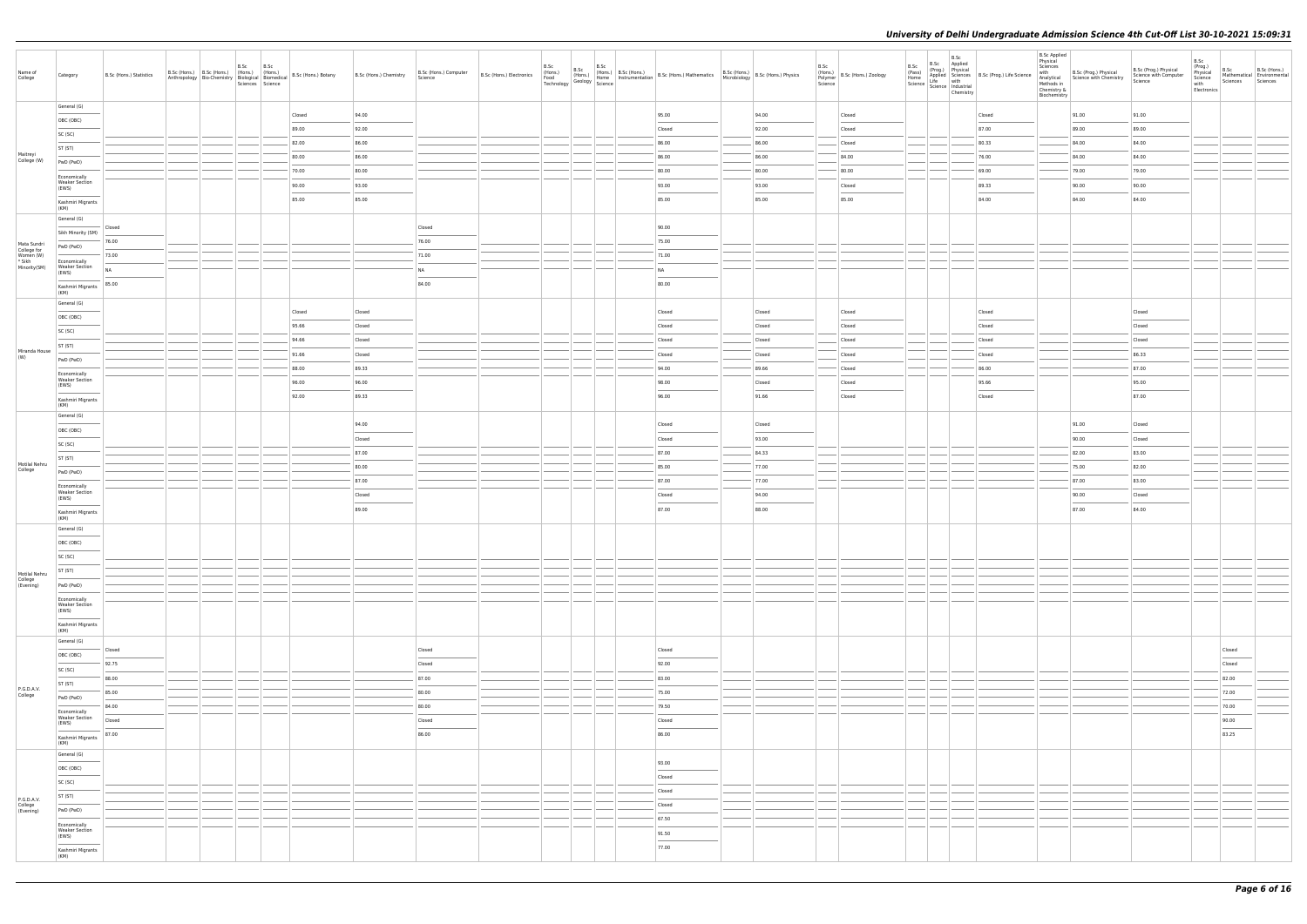| Name of College | Category | B.Sc (Hons.) Statistics | B.Sc (Hons.) Anthropology | B.Sc (Hons.) Bio-Chemistry | B.Sc (Hons.) Biological Sciences | B.Sc (Hons.) Biomedical Science | B.Sc (Hons.) Botany | B.Sc (Hons.) Chemistry | B.Sc (Hons.) Computer Science | B.Sc (Hons.) Electronics | B.Sc (Hons.) Food Technology | B.Sc (Hons.) Geology | B.Sc (Hons.) Home Science | B.Sc (Hons.) Instrumentation | B.Sc (Hons.) Mathematics | B.Sc (Hons.) Microbiology | B.Sc (Hons.) Physics | B.Sc (Hons.) Polymer Science | B.Sc (Hons.) Zoology | B.Sc (Pass) Home Science | B.Sc (Prog.) Applied Life Science | B.Sc Applied Physical Sciences with Industrial Chemistry | B.Sc (Prog.) Life Science | B.Sc Applied Physical Sciences with Analytical Methods in Chemistry & Biochemistry | B.Sc (Prog.) Physical Science with Chemistry | B.Sc (Prog.) Physical Science with Computer Science | B.Sc (Prog.) Physical Science with Electronics | B.Sc Mathematical Sciences | B.Sc (Hons.) Environmental Sciences |
|---|---|---|---|---|---|---|---|---|---|---|---|---|---|---|---|---|---|---|---|---|---|---|---|---|---|---|---|---|---|
| Maitreyi College (W) | General (G) | | | | | | Closed | 94.00 | | | | | | | 95.00 | | 94.00 | | Closed | | | | Closed | | 91.00 | 91.00 | | | |
| | OBC (OBC) | | | | | | 89.00 | 92.00 | | | | | | | Closed | | 92.00 | | Closed | | | | 87.00 | | 89.00 | 89.00 | | | |
| | SC (SC) | | | | | | 82.00 | 86.00 | | | | | | | 86.00 | | 86.00 | | Closed | | | | 80.33 | | 84.00 | 84.00 | | | |
| | ST (ST) | | | | | | 80.00 | 86.00 | | | | | | | 86.00 | | 86.00 | | 84.00 | | | | 76.00 | | 84.00 | 84.00 | | | |
| | PwD (PwD) | | | | | | 70.00 | 80.00 | | | | | | | 80.00 | | 80.00 | | 80.00 | | | | 69.00 | | 79.00 | 79.00 | | | |
| | Economically Weaker Section (EWS) | | | | | | 90.00 | 93.00 | | | | | | | 93.00 | | 93.00 | | Closed | | | | 89.33 | | 90.00 | 90.00 | | | |
| | Kashmiri Migrants (KM) | | | | | | 85.00 | 85.00 | | | | | | | 85.00 | | 85.00 | | 85.00 | | | | 84.00 | | 84.00 | 84.00 | | | |
| Mata Sundri College for Women (W) * Sikh Minority(SM) | General (G) | Closed | | | | | | | Closed | | | | | | 90.00 | | | | | | | | | | | | | | |
| | Sikh Minority (SM) | 76.00 | | | | | | | 76.00 | | | | | | 75.00 | | | | | | | | | | | | | | |
| | PwD (PwD) | 73.00 | | | | | | | 71.00 | | | | | | 71.00 | | | | | | | | | | | | | | |
| | Economically Weaker Section (EWS) | NA | | | | | | | NA | | | | | | NA | | | | | | | | | | | | | | |
| | Kashmiri Migrants (KM) | 85.00 | | | | | | | 84.00 | | | | | | 80.00 | | | | | | | | | | | | | | |
| Miranda House (W) | General (G) | | | | | | Closed | Closed | | | | | | | Closed | | Closed | | Closed | | | | Closed | | | Closed | | | |
| | OBC (OBC) | | | | | | 95.66 | Closed | | | | | | | Closed | | Closed | | Closed | | | | Closed | | | Closed | | | |
| | SC (SC) | | | | | | 94.66 | Closed | | | | | | | Closed | | Closed | | Closed | | | | Closed | | | Closed | | | |
| | ST (ST) | | | | | | 91.66 | Closed | | | | | | | Closed | | Closed | | Closed | | | | Closed | | | 86.33 | | | |
| | PwD (PwD) | | | | | | 88.00 | 89.33 | | | | | | | 94.00 | | 89.66 | | Closed | | | | 86.00 | | | 87.00 | | | |
| | Economically Weaker Section (EWS) | | | | | | 96.00 | 96.00 | | | | | | | 98.00 | | Closed | | Closed | | | | 95.66 | | | 95.00 | | | |
| | Kashmiri Migrants (KM) | | | | | | 92.00 | 89.33 | | | | | | | 96.00 | | 91.66 | | Closed | | | | Closed | | | 87.00 | | | |
| Motilal Nehru College | General (G) | | | | | | | 94.00 | | | | | | | Closed | | Closed | | | | | | | | 91.00 | Closed | | | |
| | OBC (OBC) | | | | | | | Closed | | | | | | | Closed | | 93.00 | | | | | | | | 90.00 | Closed | | | |
| | SC (SC) | | | | | | | 87.00 | | | | | | | 87.00 | | 84.33 | | | | | | | | 82.00 | 83.00 | | | |
| | ST (ST) | | | | | | | 80.00 | | | | | | | 85.00 | | 77.00 | | | | | | | | 75.00 | 82.00 | | | |
| | PwD (PwD) | | | | | | | 87.00 | | | | | | | 87.00 | | 77.00 | | | | | | | | 87.00 | 83.00 | | | |
| | Economically Weaker Section (EWS) | | | | | | | Closed | | | | | | | Closed | | 94.00 | | | | | | | | 90.00 | Closed | | | |
| | Kashmiri Migrants (KM) | | | | | | | 89.00 | | | | | | | 87.00 | | 88.00 | | | | | | | | 87.00 | 84.00 | | | |
| Motilal Nehru College (Evening) | General (G) | | | | | | | | | | | | | | | | | | | | | | | | | | | | |
| | OBC (OBC) | | | | | | | | | | | | | | | | | | | | | | | | | | | | |
| | SC (SC) | | | | | | | | | | | | | | | | | | | | | | | | | | | | |
| | ST (ST) | | | | | | | | | | | | | | | | | | | | | | | | | | | | |
| | PwD (PwD) | | | | | | | | | | | | | | | | | | | | | | | | | | | | |
| | Economically Weaker Section (EWS) | | | | | | | | | | | | | | | | | | | | | | | | | | | | |
| | Kashmiri Migrants (KM) | | | | | | | | | | | | | | | | | | | | | | | | | | | | |
| P.G.D.A.V. College | General (G) | Closed | | | | | | | Closed | | | | | | Closed | | | | | | | | | | | | | Closed | |
| | OBC (OBC) | 92.75 | | | | | | | Closed | | | | | | 92.00 | | | | | | | | | | | | | Closed | |
| | SC (SC) | 88.00 | | | | | | | 87.00 | | | | | | 83.00 | | | | | | | | | | | | | 82.00 | |
| | ST (ST) | 85.00 | | | | | | | 80.00 | | | | | | 75.00 | | | | | | | | | | | | | 72.00 | |
| | PwD (PwD) | 84.00 | | | | | | | 80.00 | | | | | | 79.50 | | | | | | | | | | | | | 70.00 | |
| | Economically Weaker Section (EWS) | Closed | | | | | | | Closed | | | | | | Closed | | | | | | | | | | | | | 90.00 | |
| | Kashmiri Migrants (KM) | 87.00 | | | | | | | 86.00 | | | | | | 86.00 | | | | | | | | | | | | | 83.25 | |
| P.G.D.A.V. College (Evening) | General (G) | | | | | | | | | | | | | | 93.00 | | | | | | | | | | | | | | |
| | OBC (OBC) | | | | | | | | | | | | | | Closed | | | | | | | | | | | | | | |
| | SC (SC) | | | | | | | | | | | | | | Closed | | | | | | | | | | | | | | |
| | ST (ST) | | | | | | | | | | | | | | Closed | | | | | | | | | | | | | | |
| | PwD (PwD) | | | | | | | | | | | | | | 67.50 | | | | | | | | | | | | | | |
| | Economically Weaker Section (EWS) | | | | | | | | | | | | | | 91.50 | | | | | | | | | | | | | | |
| | Kashmiri Migrants (KM) | | | | | | | | | | | | | | 77.00 | | | | | | | | | | | | | | |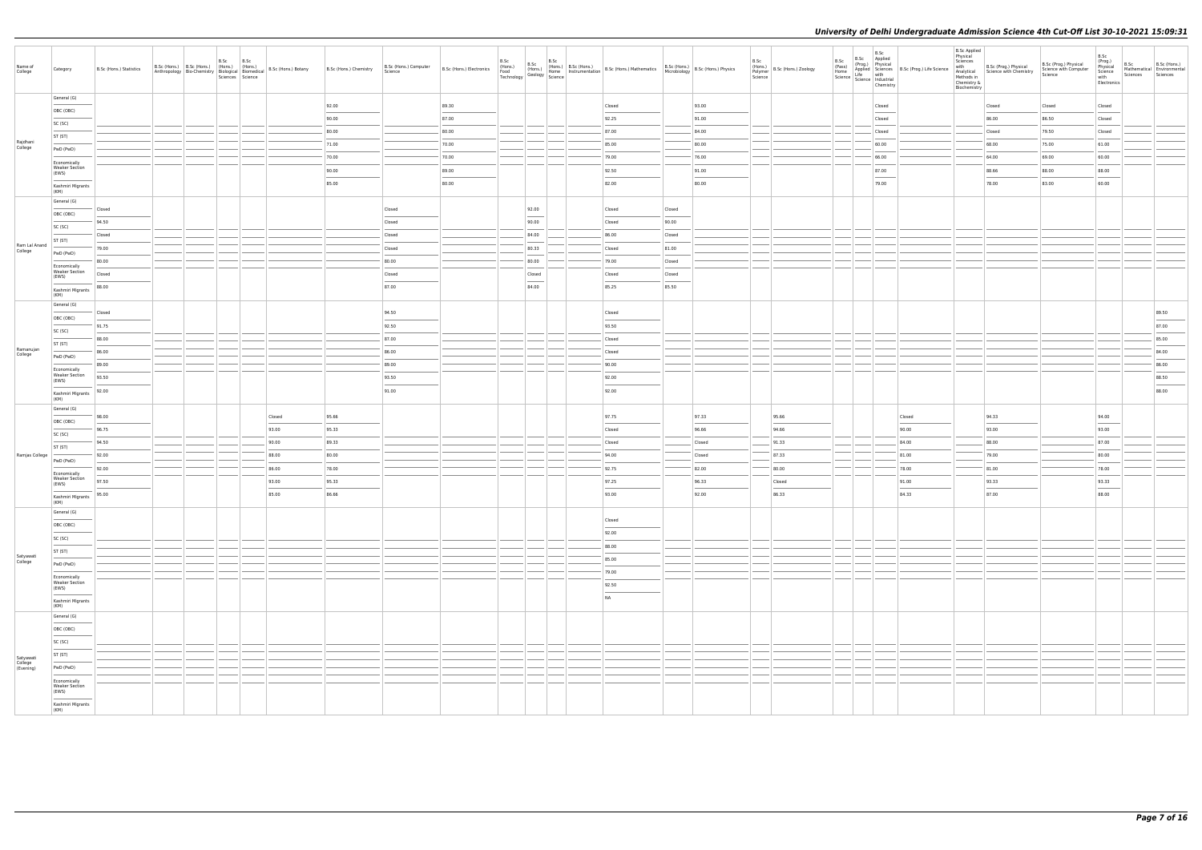| Name of College | Category | B.Sc (Hons.) Statistics | B.Sc (Hons.) Anthropology | B.Sc (Hons.) Bio-Chemistry | B.Sc (Hons.) Biological Sciences | B.Sc (Hons.) Biomedical Science | B.Sc (Hons.) Botany | B.Sc (Hons.) Chemistry | B.Sc (Hons.) Computer Science | B.Sc (Hons.) Electronics | B.Sc (Hons.) Food Technology | B.Sc (Hons.) Geology | B.Sc (Hons.) Home Science | B.Sc (Hons.) Instrumentation | B.Sc (Hons.) Mathematics | B.Sc (Hons.) Microbiology | B.Sc (Hons.) Physics | B.Sc (Hons.) Polymer Science | B.Sc (Hons.) Zoology | B.Sc (Pass) Home Science | B.Sc (Prog.) Applied Life Science | B.Sc Applied Physical Sciences with Industrial Chemistry | B.Sc (Prog.) Life Science | B.Sc Applied Physical Sciences with Analytical Methods in Chemistry & Biochemistry | B.Sc (Prog.) Physical Science with Chemistry | B.Sc (Prog.) Physical Science with Computer Science | B.Sc (Prog.) Physical Science with Electronics | B.Sc Mathematical Sciences | B.Sc (Hons.) Environmental Sciences |
|---|---|---|---|---|---|---|---|---|---|---|---|---|---|---|---|---|---|---|---|---|---|---|---|---|---|---|---|---|---|
| Rajdhani College | General (G) | | | | | | | 92.00 | | 89.30 | | | | | Closed | | 93.00 | | | | | Closed | | | Closed | Closed | Closed | | |
| | OBC (OBC) | | | | | | | 90.00 | | 87.00 | | | | | 92.25 | | 91.00 | | | | | Closed | | | 86.00 | 86.50 | Closed | | |
| | SC (SC) | | | | | | | 80.00 | | 80.00 | | | | | 87.00 | | 84.00 | | | | | Closed | | | Closed | 79.50 | Closed | | |
| | ST (ST) | | | | | | | 71.00 | | 70.00 | | | | | 85.00 | | 80.00 | | | | | 60.00 | | | 68.00 | 75.00 | 61.00 | | |
| | PwD (PwD) | | | | | | | 70.00 | | 70.00 | | | | | 79.00 | | 76.00 | | | | | 66.00 | | | 64.00 | 69.00 | 60.00 | | |
| | Economically Weaker Section (EWS) | | | | | | | 90.00 | | 89.00 | | | | | 92.50 | | 91.00 | | | | | 87.00 | | | 88.66 | 88.00 | 88.00 | | |
| | Kashmiri Migrants (KM) | | | | | | | 85.00 | | 80.00 | | | | | 82.00 | | 80.00 | | | | | 79.00 | | | 78.00 | 83.00 | 60.00 | | |
| Ram Lal Anand College | General (G) | Closed | | | | | | | Closed | | | 92.00 | | | Closed | Closed | | | | | | | | | | | | | |
| | OBC (OBC) | 94.50 | | | | | | | Closed | | | 90.00 | | | Closed | 90.00 | | | | | | | | | | | | | |
| | SC (SC) | Closed | | | | | | | Closed | | | 84.00 | | | 86.00 | Closed | | | | | | | | | | | | | |
| | ST (ST) | 79.00 | | | | | | | Closed | | | 80.33 | | | Closed | 81.00 | | | | | | | | | | | | | |
| | PwD (PwD) | 80.00 | | | | | | | 80.00 | | | 80.00 | | | 79.00 | Closed | | | | | | | | | | | | | |
| | Economically Weaker Section (EWS) | Closed | | | | | | | Closed | | | Closed | | | Closed | Closed | | | | | | | | | | | | | |
| | Kashmiri Migrants (KM) | 88.00 | | | | | | | 87.00 | | | 84.00 | | | 85.25 | 85.50 | | | | | | | | | | | | | |
| Ramanujan College | General (G) | Closed | | | | | | | 94.50 | | | | | | Closed | | | | | | | | | | | | | | 89.50 |
| | OBC (OBC) | 91.75 | | | | | | | 92.50 | | | | | | 93.50 | | | | | | | | | | | | | | 87.00 |
| | SC (SC) | 88.00 | | | | | | | 87.00 | | | | | | Closed | | | | | | | | | | | | | | 85.00 |
| | ST (ST) | 86.00 | | | | | | | 86.00 | | | | | | Closed | | | | | | | | | | | | | | 84.00 |
| | PwD (PwD) | 89.00 | | | | | | | 89.00 | | | | | | 90.00 | | | | | | | | | | | | | | 86.00 |
| | Economically Weaker Section (EWS) | 93.50 | | | | | | | 93.50 | | | | | | 92.00 | | | | | | | | | | | | | | 88.50 |
| | Kashmiri Migrants (KM) | 92.00 | | | | | | | 91.00 | | | | | | 92.00 | | | | | | | | | | | | | | 88.00 |
| Ramjas College | General (G) | 98.00 | | | | | Closed | 95.66 | | | | | | | 97.75 | | 97.33 | | 95.66 | | | | Closed | | 94.33 | | 94.00 | | |
| | OBC (OBC) | 96.75 | | | | | 93.00 | 95.33 | | | | | | | Closed | | 96.66 | | 94.66 | | | | 90.00 | | 93.00 | | 93.00 | | |
| | SC (SC) | 94.50 | | | | | 90.00 | 89.33 | | | | | | | Closed | | Closed | | 91.33 | | | | 84.00 | | 88.00 | | 87.00 | | |
| | ST (ST) | 92.00 | | | | | 88.00 | 80.00 | | | | | | | 94.00 | | Closed | | 87.33 | | | | 81.00 | | 79.00 | | 80.00 | | |
| | PwD (PwD) | 92.00 | | | | | 86.00 | 78.00 | | | | | | | 92.75 | | 82.00 | | 80.00 | | | | 78.00 | | 81.00 | | 78.00 | | |
| | Economically Weaker Section (EWS) | 97.50 | | | | | 93.00 | 95.33 | | | | | | | 97.25 | | 96.33 | | Closed | | | | 91.00 | | 93.33 | | 93.33 | | |
| | Kashmiri Migrants (KM) | 95.00 | | | | | 85.00 | 86.66 | | | | | | | 93.00 | | 92.00 | | 86.33 | | | | 84.33 | | 87.00 | | 88.00 | | |
| Satyawati College | General (G) | | | | | | | | | | | | | | Closed | | | | | | | | | | | | | | |
| | OBC (OBC) | | | | | | | | | | | | | | 92.00 | | | | | | | | | | | | | | |
| | SC (SC) | | | | | | | | | | | | | | 88.00 | | | | | | | | | | | | | | |
| | ST (ST) | | | | | | | | | | | | | | 85.00 | | | | | | | | | | | | | | |
| | PwD (PwD) | | | | | | | | | | | | | | 79.00 | | | | | | | | | | | | | | |
| | Economically Weaker Section (EWS) | | | | | | | | | | | | | | 92.50 | | | | | | | | | | | | | | |
| | Kashmiri Migrants (KM) | | | | | | | | | | | | | | NA | | | | | | | | | | | | | | |
| Satyawati College (Evening) | General (G) | | | | | | | | | | | | | | | | | | | | | | | | | | | | |
| | OBC (OBC) | | | | | | | | | | | | | | | | | | | | | | | | | | | | |
| | SC (SC) | | | | | | | | | | | | | | | | | | | | | | | | | | | | |
| | ST (ST) | | | | | | | | | | | | | | | | | | | | | | | | | | | | |
| | PwD (PwD) | | | | | | | | | | | | | | | | | | | | | | | | | | | | |
| | Economically Weaker Section (EWS) | | | | | | | | | | | | | | | | | | | | | | | | | | | | |
| | Kashmiri Migrants (KM) | | | | | | | | | | | | | | | | | | | | | | | | | | | | |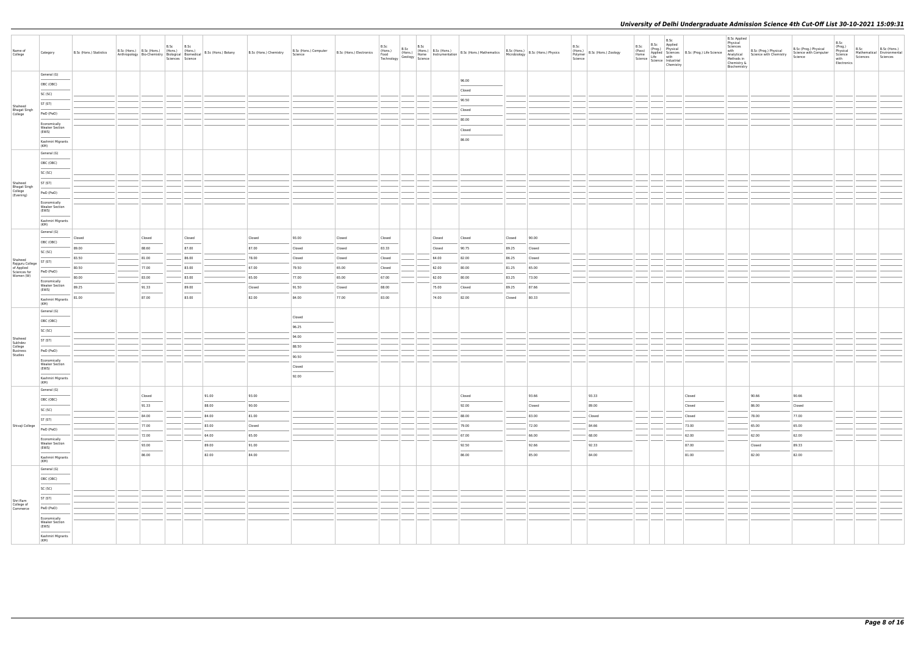# University of Delhi Undergraduate Admission Science 4th Cut-Off List 30-10-2021 15:09:31

| Name of College | Category | B.Sc (Hons.) Statistics | B.Sc (Hons.) Anthropology | B.Sc (Hons.) Bio-Chemistry | B.Sc (Hons.) Biological Sciences | B.Sc (Hons.) Biomedical Science | B.Sc (Hons.) Botany | B.Sc (Hons.) Chemistry | B.Sc (Hons.) Computer Science | B.Sc (Hons.) Electronics | B.Sc (Hons.) Food Technology | B.Sc (Hons.) Geology | B.Sc (Hons.) Home Science | B.Sc (Hons.) Instrumentation | B.Sc (Hons.) Mathematics | B.Sc (Hons.) Microbiology | B.Sc (Hons.) Physics | B.Sc (Hons.) Polymer Science | B.Sc (Hons.) Zoology | B.Sc (Pass) Home Science | B.Sc (Prog.) Applied Life Science | B.Sc Applied Physical Sciences with Industrial Chemistry | B.Sc (Prog.) Life Science | B.Sc Applied Physical Sciences with Analytical Methods in Chemistry & Biochemistry | B.Sc (Prog.) Physical Science with Chemistry | B.Sc (Prog.) Physical Science with Computer Science | B.Sc (Prog.) Physical Science with Electronics | B.Sc Mathematical Sciences | B.Sc (Hons.) Environmental Sciences |
|---|---|---|---|---|---|---|---|---|---|---|---|---|---|---|---|---|---|---|---|---|---|---|---|---|---|---|---|---|---|
| Shaheed Bhagat Singh College | General (G) | | | | | | | | | | | | | | 96.00 | | | | | | | | | | | | | | |
| | OBC (OBC) | | | | | | | | | | | | | | Closed | | | | | | | | | | | | | | |
| | SC (SC) | | | | | | | | | | | | | | 90.50 | | | | | | | | | | | | | | |
| | ST (ST) | | | | | | | | | | | | | | Closed | | | | | | | | | | | | | | |
| | PwD (PwD) | | | | | | | | | | | | | | 80.00 | | | | | | | | | | | | | | |
| | Economically Weaker Section (EWS) | | | | | | | | | | | | | | Closed | | | | | | | | | | | | | | |
| | Kashmiri Migrants (KM) | | | | | | | | | | | | | | 86.00 | | | | | | | | | | | | | | |
| Shaheed Bhagat Singh College (Evening) | General (G) | | | | | | | | | | | | | | | | | | | | | | | | | | | | |
| | OBC (OBC) | | | | | | | | | | | | | | | | | | | | | | | | | | | | |
| | SC (SC) | | | | | | | | | | | | | | | | | | | | | | | | | | | | |
| | ST (ST) | | | | | | | | | | | | | | | | | | | | | | | | | | | | |
| | PwD (PwD) | | | | | | | | | | | | | | | | | | | | | | | | | | | | |
| | Economically Weaker Section (EWS) | | | | | | | | | | | | | | | | | | | | | | | | | | | | |
| | Kashmiri Migrants (KM) | | | | | | | | | | | | | | | | | | | | | | | | | | | | |
| Shaheed Rajguru College of Applied Sciences for Women (W) | General (G) | Closed | | Closed | | Closed | | Closed | 93.00 | Closed | Closed | | | Closed | Closed | Closed | 90.00 | | | | | | | | | | | | |
| | OBC (OBC) | 89.00 | | 88.60 | | 87.00 | | 87.00 | Closed | Closed | 83.33 | | | Closed | 90.75 | 89.25 | Closed | | | | | | | | | | | | |
| | SC (SC) | 83.50 | | 81.00 | | 86.00 | | 78.00 | Closed | Closed | Closed | | | 64.00 | 82.00 | 86.25 | Closed | | | | | | | | | | | | |
| | ST (ST) | 80.50 | | 77.00 | | 83.00 | | 67.00 | 79.50 | 65.00 | Closed | | | 62.00 | 80.00 | 81.25 | 65.00 | | | | | | | | | | | | |
| | PwD (PwD) | 80.00 | | 83.00 | | 83.00 | | 65.00 | 77.00 | 65.00 | 67.00 | | | 62.00 | 80.00 | 83.25 | 73.00 | | | | | | | | | | | | |
| | Economically Weaker Section (EWS) | 89.25 | | 91.33 | | 89.00 | | Closed | 91.50 | Closed | 88.00 | | | 75.00 | Closed | 89.25 | 87.66 | | | | | | | | | | | | |
| | Kashmiri Migrants (KM) | 81.00 | | 87.00 | | 83.00 | | 82.00 | 84.00 | 77.00 | 83.00 | | | 74.00 | 82.00 | Closed | 80.33 | | | | | | | | | | | | |
| Shaheed Sukhdev College Business Studies | General (G) | | | | | | | | Closed | | | | | | | | | | | | | | | | | | | | |
| | OBC (OBC) | | | | | | | | 96.25 | | | | | | | | | | | | | | | | | | | | |
| | SC (SC) | | | | | | | | 94.00 | | | | | | | | | | | | | | | | | | | | |
| | ST (ST) | | | | | | | | 88.50 | | | | | | | | | | | | | | | | | | | | |
| | PwD (PwD) | | | | | | | | 90.50 | | | | | | | | | | | | | | | | | | | | |
| | Economically Weaker Section (EWS) | | | | | | | | Closed | | | | | | | | | | | | | | | | | | | | |
| | Kashmiri Migrants (KM) | | | | | | | | 92.00 | | | | | | | | | | | | | | | | | | | | |
| Shivaji College | General (G) | | | Closed | | | 91.00 | 93.00 | | | | | | | Closed | | 93.66 | | 93.33 | | | | Closed | | 90.66 | 90.66 | | | |
| | OBC (OBC) | | | 91.33 | | | 88.00 | 90.00 | | | | | | | 92.00 | | Closed | | 89.00 | | | | Closed | | 86.00 | Closed | | | |
| | SC (SC) | | | 84.00 | | | 84.00 | 81.00 | | | | | | | 88.00 | | 83.00 | | Closed | | | | Closed | | 78.00 | 77.00 | | | |
| | ST (ST) | | | 77.00 | | | 83.00 | Closed | | | | | | | 79.00 | | 72.00 | | 84.66 | | | | 73.00 | | 65.00 | 65.00 | | | |
| | PwD (PwD) | | | 72.00 | | | 64.00 | 65.00 | | | | | | | 67.00 | | 66.00 | | 68.00 | | | | 62.00 | | 62.00 | 62.00 | | | |
| | Economically Weaker Section (EWS) | | | 93.00 | | | 89.00 | 91.00 | | | | | | | 92.50 | | 92.66 | | 92.33 | | | | 87.00 | | Closed | 89.33 | | | |
| | Kashmiri Migrants (KM) | | | 86.00 | | | 82.00 | 84.00 | | | | | | | 86.00 | | 85.00 | | 84.00 | | | | 81.00 | | 82.00 | 82.00 | | | |
| Shri Ram College of Commerce | General (G) | | | | | | | | | | | | | | | | | | | | | | | | | | | | |
| | OBC (OBC) | | | | | | | | | | | | | | | | | | | | | | | | | | | | |
| | SC (SC) | | | | | | | | | | | | | | | | | | | | | | | | | | | | |
| | ST (ST) | | | | | | | | | | | | | | | | | | | | | | | | | | | | |
| | PwD (PwD) | | | | | | | | | | | | | | | | | | | | | | | | | | | | |
| | Economically Weaker Section (EWS) | | | | | | | | | | | | | | | | | | | | | | | | | | | | |
| | Kashmiri Migrants (KM) | | | | | | | | | | | | | | | | | | | | | | | | | | | | |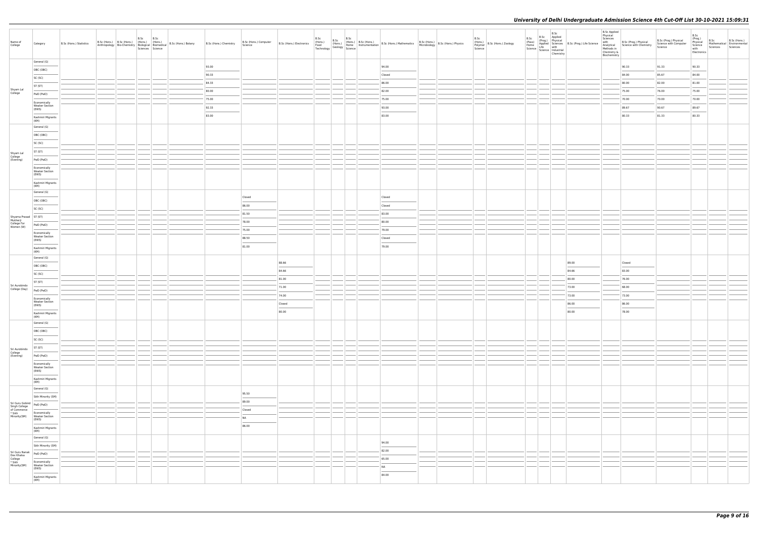| Name of College | Category | B.Sc (Hons.) Statistics | B.Sc (Hons.) Anthropology | B.Sc (Hons.) Bio-Chemistry | B.Sc (Hons.) Biological Sciences | B.Sc (Hons.) Biomedical Science | B.Sc (Hons.) Botany | B.Sc (Hons.) Chemistry | B.Sc (Hons.) Computer Science | B.Sc (Hons.) Electronics | B.Sc (Hons.) Food Technology | B.Sc (Hons.) Geology | B.Sc (Hons.) Home Science | B.Sc (Hons.) Instrumentation | B.Sc (Hons.) Mathematics | B.Sc (Hons.) Microbiology | B.Sc (Hons.) Physics | B.Sc (Hons.) Polymer Science | B.Sc (Hons.) Zoology | B.Sc (Pass) Home Science | B.Sc (Prog.) Applied Life Science | B.Sc Applied Physical Sciences with Industrial Chemistry | B.Sc (Prog.) Life Science | B.Sc Applied Physical Sciences with Analytical Methods in Chemistry & Biochemistry | B.Sc (Prog.) Physical Science with Chemistry | B.Sc (Prog.) Physical Science with Computer Science | B.Sc (Prog.) Physical Science with Electronics | B.Sc Mathematical Sciences | B.Sc (Hons.) Environmental Sciences |
|---|---|---|---|---|---|---|---|---|---|---|---|---|---|---|---|---|---|---|---|---|---|---|---|---|---|---|---|---|---|
| Shyam Lal College | General (G) | | | | | | | 93.00 | | | | | | | 94.00 | | | | | | | | | | 90.33 | 91.33 | 90.33 | | |
| | OBC (OBC) | | | | | | | 90.33 | | | | | | | Closed | | | | | | | | | | 84.00 | 85.67 | 84.00 | | |
| | SC (SC) | | | | | | | 84.33 | | | | | | | 86.00 | | | | | | | | | | 80.00 | 82.00 | 81.00 | | |
| | ST (ST) | | | | | | | 80.00 | | | | | | | 82.00 | | | | | | | | | | 75.00 | 76.00 | 75.00 | | |
| | PwD (PwD) | | | | | | | 75.00 | | | | | | | 75.00 | | | | | | | | | | 70.00 | 70.00 | 70.00 | | |
| | Economically Weaker Section (EWS) | | | | | | | 92.33 | | | | | | | 93.00 | | | | | | | | | | 89.67 | 90.67 | 89.67 | | |
| | Kashmiri Migrants (KM) | | | | | | | 83.00 | | | | | | | 83.00 | | | | | | | | | | 80.33 | 81.33 | 80.33 | | |
| Shyam Lal College (Evening) | General (G) | | | | | | | | | | | | | | | | | | | | | | | | | | | | |
| | OBC (OBC) | | | | | | | | | | | | | | | | | | | | | | | | | | | | |
| | SC (SC) | | | | | | | | | | | | | | | | | | | | | | | | | | | | |
| | ST (ST) | | | | | | | | | | | | | | | | | | | | | | | | | | | | |
| | PwD (PwD) | | | | | | | | | | | | | | | | | | | | | | | | | | | | |
| | Economically Weaker Section (EWS) | | | | | | | | | | | | | | | | | | | | | | | | | | | | |
| | Kashmiri Migrants (KM) | | | | | | | | | | | | | | | | | | | | | | | | | | | | |
| Shyama Prasad Mukherji College For Women (W) | General (G) | | | | | | | | Closed | | | | | | Closed | | | | | | | | | | | | | | |
| | OBC (OBC) | | | | | | | | 86.00 | | | | | | Closed | | | | | | | | | | | | | | |
| | SC (SC) | | | | | | | | 81.50 | | | | | | 83.00 | | | | | | | | | | | | | | |
| | ST (ST) | | | | | | | | 78.00 | | | | | | 80.00 | | | | | | | | | | | | | | |
| | PwD (PwD) | | | | | | | | 75.00 | | | | | | 79.00 | | | | | | | | | | | | | | |
| | Economically Weaker Section (EWS) | | | | | | | | 88.50 | | | | | | Closed | | | | | | | | | | | | | | |
| | Kashmiri Migrants (KM) | | | | | | | | 81.00 | | | | | | 79.00 | | | | | | | | | | | | | | |
| Sri Aurobindo College (Day) | General (G) | | | | | | | | | 88.66 | | | | | | | | | | | | | 89.00 | | Closed | | | | |
| | OBC (OBC) | | | | | | | | | 84.66 | | | | | | | | | | | | | 84.66 | | 83.00 | | | | |
| | SC (SC) | | | | | | | | | 81.00 | | | | | | | | | | | | | 80.00 | | 76.00 | | | | |
| | ST (ST) | | | | | | | | | 71.00 | | | | | | | | | | | | | 73.00 | | 68.00 | | | | |
| | PwD (PwD) | | | | | | | | | 74.00 | | | | | | | | | | | | | 73.00 | | 73.00 | | | | |
| | Economically Weaker Section (EWS) | | | | | | | | | Closed | | | | | | | | | | | | | 86.00 | | 86.00 | | | | |
| | Kashmiri Migrants (KM) | | | | | | | | | 80.00 | | | | | | | | | | | | | 80.00 | | 78.00 | | | | |
| Sri Aurobindo College (Evening) | General (G) | | | | | | | | | | | | | | | | | | | | | | | | | | | | |
| | OBC (OBC) | | | | | | | | | | | | | | | | | | | | | | | | | | | | |
| | SC (SC) | | | | | | | | | | | | | | | | | | | | | | | | | | | | |
| | ST (ST) | | | | | | | | | | | | | | | | | | | | | | | | | | | | |
| | PwD (PwD) | | | | | | | | | | | | | | | | | | | | | | | | | | | | |
| | Economically Weaker Section (EWS) | | | | | | | | | | | | | | | | | | | | | | | | | | | | |
| | Kashmiri Migrants (KM) | | | | | | | | | | | | | | | | | | | | | | | | | | | | |
| Sri Guru Gobind Singh College of Commerce * Sikh Minority(SM) | General (G) | | | | | | | | 95.50 | | | | | | | | | | | | | | | | | | | | |
| | Sikh Minority (SM) | | | | | | | | 89.00 | | | | | | | | | | | | | | | | | | | | |
| | PwD (PwD) | | | | | | | | Closed | | | | | | | | | | | | | | | | | | | | |
| | Economically Weaker Section (EWS) | | | | | | | | NA | | | | | | | | | | | | | | | | | | | | |
| | Kashmiri Migrants (KM) | | | | | | | | 86.00 | | | | | | | | | | | | | | | | | | | | |
| Sri Guru Nanak Dev Khalsa College * Sikh Minority(SM) | General (G) | | | | | | | | | | | | | | 94.00 | | | | | | | | | | | | | | |
| | Sikh Minority (SM) | | | | | | | | | | | | | | 82.00 | | | | | | | | | | | | | | |
| | PwD (PwD) | | | | | | | | | | | | | | 65.00 | | | | | | | | | | | | | | |
| | Economically Weaker Section (EWS) | | | | | | | | | | | | | | NA | | | | | | | | | | | | | | |
| | Kashmiri Migrants (KM) | | | | | | | | | | | | | | 84.00 | | | | | | | | | | | | | | |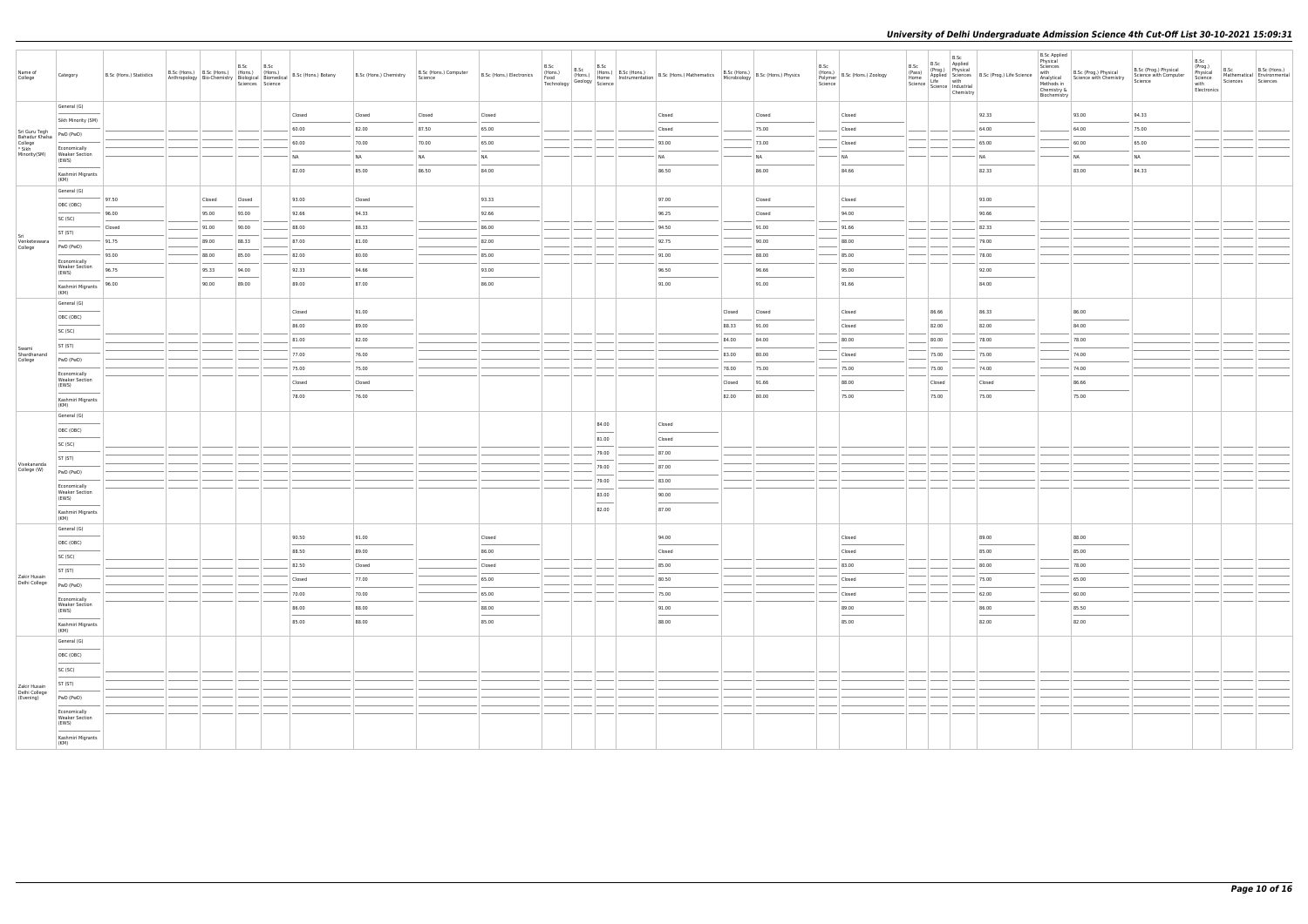| Name of College | Category | B.Sc (Hons.) Statistics | B.Sc (Hons.) Anthropology | B.Sc (Hons.) Bio-Chemistry | B.Sc (Hons.) Biological Sciences | B.Sc (Hons.) Biomedical Science | B.Sc (Hons.) Botany | B.Sc (Hons.) Chemistry | B.Sc (Hons.) Computer Science | B.Sc (Hons.) Electronics | B.Sc (Hons.) Food Technology | B.Sc (Hons.) Geology | B.Sc (Hons.) Home Science | B.Sc (Hons.) Instrumentation | B.Sc (Hons.) Mathematics | B.Sc (Hons.) Microbiology | B.Sc (Hons.) Physics | B.Sc (Hons.) Polymer Science | B.Sc (Hons.) Zoology | B.Sc (Pass) Home Science | B.Sc (Prog.) Applied Life Science | B.Sc Applied Physical Sciences with Industrial Chemistry | B.Sc (Prog.) Life Science | B.Sc Applied Physical Sciences with Analytical Methods in Chemistry & Biochemistry | B.Sc (Prog.) Physical Science with Chemistry | B.Sc (Prog.) Physical Science with Computer Science | B.Sc (Prog.) Physical Science with Electronics | B.Sc Mathematical Sciences | B.Sc (Hons.) Environmental Sciences |
|---|---|---|---|---|---|---|---|---|---|---|---|---|---|---|---|---|---|---|---|---|---|---|---|---|---|---|---|---|---|
| Sri Guru Tegh Bahadur Khalsa College * Sikh Minority(SM) | General (G) | | | | | | Closed | Closed | Closed | Closed | | | | | Closed | | Closed | | Closed | | | | 92.33 | | 93.00 | 94.33 | | | |
| | Sikh Minority (SM) | | | | | | 60.00 | 82.00 | 87.50 | 65.00 | | | | | Closed | | 75.00 | | Closed | | | | 64.00 | | 64.00 | 75.00 | | | |
| | PwD (PwD) | | | | | | 60.00 | 70.00 | 70.00 | 65.00 | | | | | 93.00 | | 73.00 | | Closed | | | | 65.00 | | 60.00 | 65.00 | | | |
| | Economically Weaker Section (EWS) | | | | | | NA | NA | NA | NA | | | | | NA | | NA | | NA | | | | NA | | NA | NA | | | |
| | Kashmiri Migrants (KM) | | | | | | 82.00 | 85.00 | 86.50 | 84.00 | | | | | 86.50 | | 86.00 | | 84.66 | | | | 82.33 | | 83.00 | 84.33 | | | |
| Sri Venkateswara College | General (G) | 97.50 | | Closed | Closed | | 93.00 | Closed | | 93.33 | | | | | 97.00 | | Closed | | Closed | | | | 93.00 | | | | | | |
| | OBC (OBC) | 96.00 | | 95.00 | 93.00 | | 92.66 | 94.33 | | 92.66 | | | | | 96.25 | | Closed | | 94.00 | | | | 90.66 | | | | | | |
| | SC (SC) | Closed | | 91.00 | 90.00 | | 88.00 | 88.33 | | 86.00 | | | | | 94.50 | | 91.00 | | 91.66 | | | | 82.33 | | | | | | |
| | ST (ST) | 91.75 | | 89.00 | 88.33 | | 87.00 | 81.00 | | 82.00 | | | | | 92.75 | | 90.00 | | 88.00 | | | | 79.00 | | | | | | |
| | PwD (PwD) | 93.00 | | 88.00 | 85.00 | | 82.00 | 80.00 | | 85.00 | | | | | 91.00 | | 88.00 | | 85.00 | | | | 78.00 | | | | | | |
| | Economically Weaker Section (EWS) | 96.75 | | 95.33 | 94.00 | | 92.33 | 94.66 | | 93.00 | | | | | 96.50 | | 96.66 | | 95.00 | | | | 92.00 | | | | | | |
| | Kashmiri Migrants (KM) | 96.00 | | 90.00 | 89.00 | | 89.00 | 87.00 | | 86.00 | | | | | 91.00 | | 91.00 | | 91.66 | | | | 84.00 | | | | | | |
| Swami Shardhanand College | General (G) | | | | | | Closed | 91.00 | | | | | | | | Closed | Closed | | Closed | | 86.66 | | 86.33 | | 86.00 | | | | |
| | OBC (OBC) | | | | | | 86.00 | 89.00 | | | | | | | | 88.33 | 91.00 | | Closed | | 82.00 | | 82.00 | | 84.00 | | | | |
| | SC (SC) | | | | | | 81.00 | 82.00 | | | | | | | | 84.00 | 84.00 | | 80.00 | | 80.00 | | 78.00 | | 78.00 | | | | |
| | ST (ST) | | | | | | 77.00 | 76.00 | | | | | | | | 83.00 | 80.00 | | Closed | | 75.00 | | 75.00 | | 74.00 | | | | |
| | PwD (PwD) | | | | | | 75.00 | 75.00 | | | | | | | | 78.00 | 75.00 | | 75.00 | | 75.00 | | 74.00 | | 74.00 | | | | |
| | Economically Weaker Section (EWS) | | | | | | Closed | Closed | | | | | | | | Closed | 91.66 | | 88.00 | | Closed | | Closed | | 86.66 | | | | |
| | Kashmiri Migrants (KM) | | | | | | 78.00 | 76.00 | | | | | | | | 82.00 | 80.00 | | 75.00 | | 75.00 | | 75.00 | | 75.00 | | | | |
| Vivekananda College (W) | General (G) | | | | | | | | | | | | 84.00 | | Closed | | | | | | | | | | | | | | |
| | OBC (OBC) | | | | | | | | | | | | 81.00 | | Closed | | | | | | | | | | | | | | |
| | SC (SC) | | | | | | | | | | | | 79.00 | | 87.00 | | | | | | | | | | | | | | |
| | ST (ST) | | | | | | | | | | | | 79.00 | | 87.00 | | | | | | | | | | | | | | |
| | PwD (PwD) | | | | | | | | | | | | 79.00 | | 83.00 | | | | | | | | | | | | | | |
| | Economically Weaker Section (EWS) | | | | | | | | | | | | 83.00 | | 90.00 | | | | | | | | | | | | | | |
| | Kashmiri Migrants (KM) | | | | | | | | | | | | 82.00 | | 87.00 | | | | | | | | | | | | | | |
| Zakir Husain Delhi College | General (G) | | | | | | 90.50 | 91.00 | | Closed | | | | | 94.00 | | | | Closed | | | | 89.00 | | 88.00 | | | | |
| | OBC (OBC) | | | | | | 88.50 | 89.00 | | 86.00 | | | | | Closed | | | | Closed | | | | 85.00 | | 85.00 | | | | |
| | SC (SC) | | | | | | 82.50 | Closed | | Closed | | | | | 85.00 | | | | 83.00 | | | | 80.00 | | 78.00 | | | | |
| | ST (ST) | | | | | | Closed | 77.00 | | 65.00 | | | | | 80.50 | | | | Closed | | | | 75.00 | | 65.00 | | | | |
| | PwD (PwD) | | | | | | 70.00 | 70.00 | | 65.00 | | | | | 75.00 | | | | Closed | | | | 62.00 | | 60.00 | | | | |
| | Economically Weaker Section (EWS) | | | | | | 86.00 | 88.00 | | 88.00 | | | | | 91.00 | | | | 89.00 | | | | 86.00 | | 85.50 | | | | |
| | Kashmiri Migrants (KM) | | | | | | 85.00 | 88.00 | | 85.00 | | | | | 88.00 | | | | 85.00 | | | | 82.00 | | 82.00 | | | | |
| Zakir Husain Delhi College (Evening) | General (G) | | | | | | | | | | | | | | | | | | | | | | | | | | | | |
| | OBC (OBC) | | | | | | | | | | | | | | | | | | | | | | | | | | | | |
| | SC (SC) | | | | | | | | | | | | | | | | | | | | | | | | | | | | |
| | ST (ST) | | | | | | | | | | | | | | | | | | | | | | | | | | | | |
| | PwD (PwD) | | | | | | | | | | | | | | | | | | | | | | | | | | | | |
| | Economically Weaker Section (EWS) | | | | | | | | | | | | | | | | | | | | | | | | | | | | |
| | Kashmiri Migrants (KM) | | | | | | | | | | | | | | | | | | | | | | | | | | | | |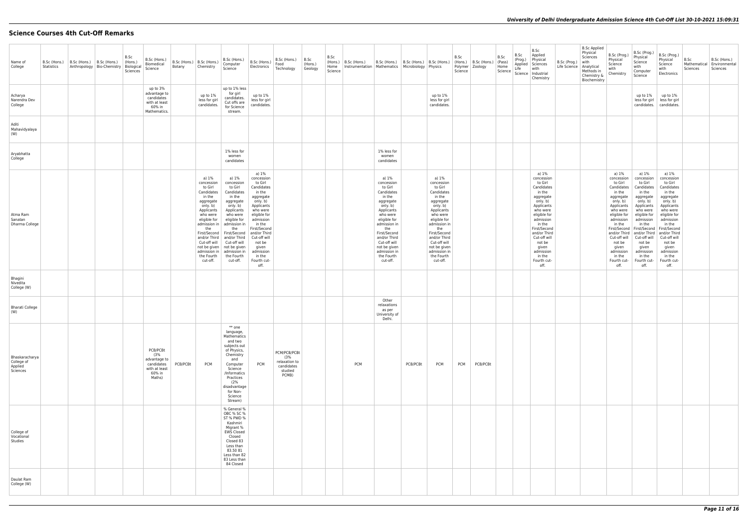# Science Courses 4th Cut-Off Remarks

| Name of College | B.Sc (Hons.) Statistics | B.Sc (Hons.) Anthropology | B.Sc (Hons.) Bio-Chemistry | B.Sc (Hons.) Biological Sciences | B.Sc (Hons.) Biomedical Science | B.Sc (Hons.) Botany | B.Sc (Hons.) Chemistry | B.Sc (Hons.) Computer Science | B.Sc (Hons.) Electronics | B.Sc (Hons.) Food Technology | B.Sc (Hons.) Geology | B.Sc (Hons.) Home Science | B.Sc (Hons.) Instrumentation | B.Sc (Hons.) Mathematics | B.Sc (Hons.) Microbiology | B.Sc (Hons.) Physics | B.Sc (Hons.) Polymer Science | B.Sc (Hons.) Zoology | B.Sc (Pass) Home Science | B.Sc (Prog.) Applied Life Science | B.Sc Applied Physical Sciences with Industrial Chemistry | B.Sc (Prog.) Life Science | B.Sc Applied Physical Sciences with Analytical Methods in Chemistry & Biochemistry | B.Sc (Prog.) Physical Science with Chemistry | B.Sc (Prog.) Physical Science with Computer Science | B.Sc (Prog.) Physical Science with Electronics | B.Sc Mathematical Sciences | B.Sc (Hons.) Environmental Sciences |
|---|---|---|---|---|---|---|---|---|---|---|---|---|---|---|---|---|---|---|---|---|---|---|---|---|---|---|---|---|
| Acharya Narendra Dev College | | | | | up to 3% advantage to candidates with at least 60% in Mathematics. | | up to 1% less for girl candidates. | up to 1% less for girl candidates. Cut offs are for Science stream. | up to 1% less for girl candidates. | | | | | | | up to 1% less for girl candidates. | | | | | | | | | up to 1% less for girl candidates. | up to 1% less for girl candidates. | | |
| Aditi Mahavidyalaya (W) | | | | | | | | | | | | | | | | | | | | | | | | | | | | |
| Aryabhatta College | | | | | | | | 1% less for women candidates | | | | | | 1% less for women candidates | | | | | | | | | | | | | | |
| Atma Ram Sanatan Dharma College | | | | | | | a) 1% concession to Girl Candidates in the aggregate only. b) Applicants who were eligible for admission in the First/Second and/or Third Cut-off will not be given admission in the Fourth cut-off. | a) 1% concession to Girl Candidates in the aggregate only. b) Applicants who were eligible for admission in the First/Second and/or Third Cut-off will not be given admission in the Fourth cut-off. | a) 1% concession to Girl Candidates in the aggregate only. b) Applicants who were eligible for admission in the First/Second and/or Third Cut-off will not be given admission in the Fourth cut-off. | | | | | a) 1% concession to Girl Candidates in the aggregate only. b) Applicants who were eligible for admission in the First/Second and/or Third Cut-off will not be given admission in the Fourth cut-off. | | a) 1% concession to Girl Candidates in the aggregate only. b) Applicants who were eligible for admission in the First/Second and/or Third Cut-off will not be given admission in the Fourth cut-off. | | | | | a) 1% concession to Girl Candidates in the aggregate only. b) Applicants who were eligible for admission in the First/Second and/or Third Cut-off will not be given admission in the Fourth cut-off. | | | a) 1% concession to Girl Candidates in the aggregate only. b) Applicants who were eligible for admission in the First/Second and/or Third Cut-off will not be given admission in the Fourth cut-off. | a) 1% concession to Girl Candidates in the aggregate only. b) Applicants who were eligible for admission in the First/Second and/or Third Cut-off will not be given admission in the Fourth cut-off. | a) 1% concession to Girl Candidates in the aggregate only. b) Applicants who were eligible for admission in the First/Second and/or Third Cut-off will not be given admission in the Fourth cut-off. | | |
| Bhagini Nivedita College (W) | | | | | | | | | | | | | | | | | | | | | | | | | | | | |
| Bharati College (W) | | | | | | | | | | | | | | Other relaxations as per University of Delhi. | | | | | | | | | | | | | | |
| Bhaskaracharya College of Applied Sciences | | | | | PCB/PCBt (3% advantage to candidates with at least 60% in Maths) | PCB/PCBt | PCM | ** one language, Mathematics and two subjects out of Physics, Chemistry and Computer Science /Informatics Practices (2% disadvantage for Non-Science Stream) | PCM | PCM/PCB/PCBt (3% relaxation to candidates studied PCMB) | | | PCM | | PCB/PCBt | PCM | PCM | PCB/PCBt | | | | | | | | | | |
| College of Vocational Studies | | | | | | | | % General % OBC % SC % ST % PWD % Kashmiri Migrant % EWS Closed Closed 83 Less than 83.50 81 Less than 82 83 Less than 84 Closed | | | | | | | | | | | | | | | | | | | | |
| Daulat Ram College (W) | | | | | | | | | | | | | | | | | | | | | | | | | | | | |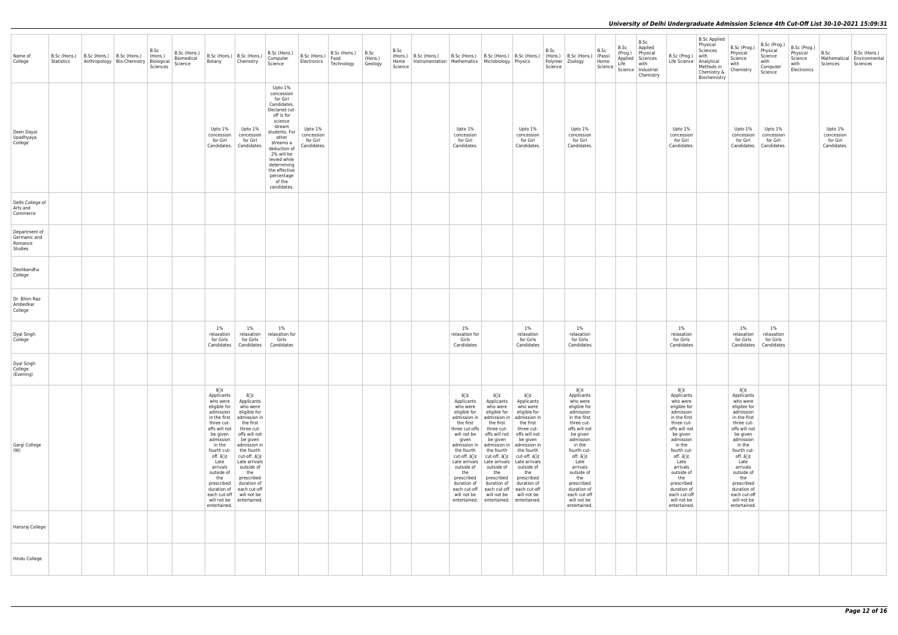| Name of College | B.Sc (Hons.) Statistics | B.Sc (Hons.) Anthropology | B.Sc (Hons.) Bio-Chemistry | B.Sc (Hons.) Biological Sciences | B.Sc (Hons.) Biomedical Science | B.Sc (Hons.) Botany | B.Sc (Hons.) Chemistry | B.Sc (Hons.) Computer Science | B.Sc (Hons.) Electronics | B.Sc (Hons.) Food Technology | B.Sc (Hons.) Geology | B.Sc (Hons.) Home Science | B.Sc (Hons.) Instrumentation | B.Sc (Hons.) Mathematics | B.Sc (Hons.) Microbiology | B.Sc (Hons.) Physics | B.Sc (Hons.) Polymer Science | B.Sc (Hons.) Zoology | B.Sc (Pass) Home Science | B.Sc (Prog.) Applied Life Science | B.Sc Applied Physical Sciences with Industrial Chemistry | B.Sc (Prog.) Life Science | B.Sc Applied Physical Sciences with Analytical Methods in Chemistry & Biochemistry | B.Sc (Prog.) Physical Science with Chemistry | B.Sc (Prog.) Physical Science with Computer Science | B.Sc (Prog.) Physical Science with Electronics | B.Sc Mathematical Sciences | B.Sc (Hons.) Environmental Sciences |
|---|---|---|---|---|---|---|---|---|---|---|---|---|---|---|---|---|---|---|---|---|---|---|---|---|---|---|---|---|
| Deen Dayal Upadhyaya College | | | | | | Upto 1% concession for Girl Candidates. | Upto 1% concession for Girl Candidates. | Upto 1% concession for Girl Candidates. Declared cut-off is for science stream students. For other streams a deduction of 2% will be levied while determining the effective percentage of the candidates. | Upto 1% concession for Girl Candidates. | | | | | Upto 1% concession for Girl Candidates. | | Upto 1% concession for Girl Candidates. | | Upto 1% concession for Girl Candidates. | | | | Upto 1% concession for Girl Candidates. | | Upto 1% concession for Girl Candidates. | Upto 1% concession for Girl Candidates. | | Upto 1% concession for Girl Candidates. | |
| Delhi College of Arts and Commerce | | | | | | | | | | | | | | | | | | | | | | | | | | | | |
| Department of Germanic and Romance Studies | | | | | | | | | | | | | | | | | | | | | | | | | | | | |
| Deshbandhu College | | | | | | | | | | | | | | | | | | | | | | | | | | | | |
| Dr. Bhim Rao Ambedkar College | | | | | | | | | | | | | | | | | | | | | | | | | | | | |
| Dyal Singh College | | | | | | 1% relaxation for Girls Candidates | 1% relaxation for Girls Candidates | 1% relaxation for Girls Candidates | | | | | | 1% relaxation for Girls Candidates | | 1% relaxation for Girls Candidates | | 1% relaxation for Girls Candidates | | | | 1% relaxation for Girls Candidates | | 1% relaxation for Girls Candidates | 1% relaxation for Girls Candidates | | | |
| Dyal Singh College (Evening) | | | | | | | | | | | | | | | | | | | | | | | | | | | | |
| Gargi College (W) | | | | | | â¢ Applicants who were eligible for admission in the first three cut-offs will not be given admission in the fourth cut-off. â¢ Late arrivals outside of the prescribed duration of each cut-off will not be entertained. | â¢ Applicants who were eligible for admission in the first three cut-offs will not be given admission in the fourth cut-off. â¢ Late arrivals outside of the prescribed duration of each cut-off will not be entertained. | | | | | | | â¢ Applicants who were eligible for admission in the first three cut-offs will not be given admission in the fourth cut-off. â¢ Late arrivals outside of the prescribed duration of each cut-off will not be entertained. | â¢ Applicants who were eligible for admission in the first three cut-offs will not be given admission in the fourth cut-off. â¢ Late arrivals outside of the prescribed duration of each cut-off will not be entertained. | â¢ Applicants who were eligible for admission in the first three cut-offs will not be given admission in the fourth cut-off. â¢ Late arrivals outside of the prescribed duration of each cut-off will not be entertained. | | â¢ Applicants who were eligible for admission in the first three cut-offs will not be given admission in the fourth cut-off. â¢ Late arrivals outside of the prescribed duration of each cut-off will not be entertained. | | | | â¢ Applicants who were eligible for admission in the first three cut-offs will not be given admission in the fourth cut-off. â¢ Late arrivals outside of the prescribed duration of each cut-off will not be entertained. | | â¢ Applicants who were eligible for admission in the first three cut-offs will not be given admission in the fourth cut-off. â¢ Late arrivals outside of the prescribed duration of each cut-off will not be entertained. | | | | |
| Hansraj College | | | | | | | | | | | | | | | | | | | | | | | | | | | | |
| Hindu College | | | | | | | | | | | | | | | | | | | | | | | | | | | | |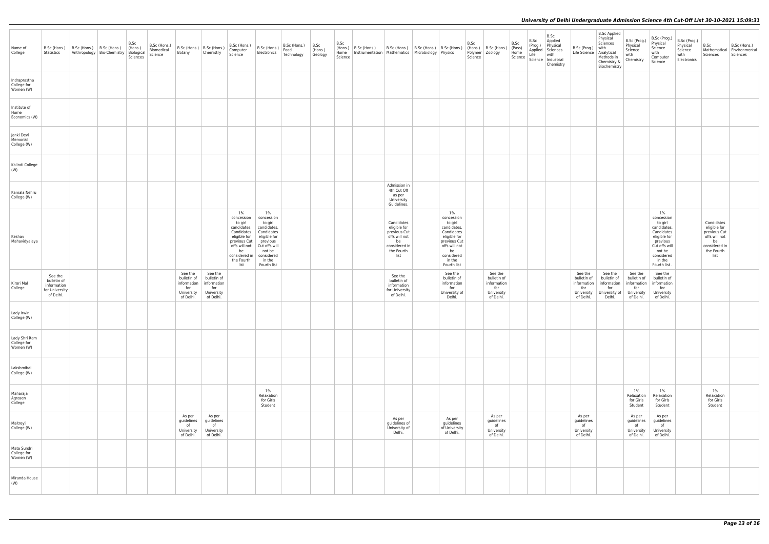| Name of College | B.Sc (Hons.) Statistics | B.Sc (Hons.) Anthropology | B.Sc (Hons.) Bio-Chemistry | B.Sc (Hons.) Biological Sciences | B.Sc (Hons.) Biomedical Science | B.Sc (Hons.) Botany | B.Sc (Hons.) Chemistry | B.Sc (Hons.) Computer Science | B.Sc (Hons.) Electronics | B.Sc (Hons.) Food Technology | B.Sc (Hons.) Geology | B.Sc (Hons.) Home Science | B.Sc (Hons.) Instrumentation | B.Sc (Hons.) Mathematics | B.Sc (Hons.) Microbiology | B.Sc (Hons.) Physics | B.Sc (Hons.) Polymer Science | B.Sc (Hons.) Zoology | B.Sc (Pass) Home Science | B.Sc (Prog.) Applied Life Science | B.Sc Applied Physical Sciences with Industrial Chemistry | B.Sc (Prog.) Life Science | B.Sc Applied Physical Sciences with Analytical Methods in Chemistry & Biochemistry | B.Sc (Prog.) Physical Science with Chemistry | B.Sc (Prog.) Physical Science with Computer Science | B.Sc (Prog.) Physical Science with Electronics | B.Sc Mathematical Sciences | B.Sc (Hons.) Environmental Sciences |
|---|---|---|---|---|---|---|---|---|---|---|---|---|---|---|---|---|---|---|---|---|---|---|---|---|---|---|---|---|
| Indraprastha College for Women (W) | | | | | | | | | | | | | | | | | | | | | | | | | | | | |
| Institute of Home Economics (W) | | | | | | | | | | | | | | | | | | | | | | | | | | | | |
| Janki Devi Memorial College (W) | | | | | | | | | | | | | | | | | | | | | | | | | | | | |
| Kalindi College (W) | | | | | | | | | | | | | | | | | | | | | | | | | | | | |
| Kamala Nehru College (W) | | | | | | | | | | | | | | Admission in 4th Cut Off as per University Guidelines. | | | | | | | | | | | | | | |
| Keshav Mahavidyalaya | | | | | | | | 1% concession to girl candidates. Candidates eligible for previous Cut offs will not be considered in the Fourth list | 1% concession to girl candidates. Candidates eligible for previous Cut offs will not be considered in the Fourth list | | | | | Candidates eligible for previous Cut offs will not be considered in the Fourth list | | 1% concession to girl candidates. Candidates eligible for previous Cut offs will not be considered in the Fourth list | | | | | | | | | 1% concession to girl candidates. Candidates eligible for previous Cut offs will not be considered in the Fourth list . | | Candidates eligible for previous Cut offs will not be considered in the Fourth list | |
| Kirori Mal College | See the bulletin of information for University of Delhi. | | | | | See the bulletin of information for University of Delhi. | See the bulletin of information for University of Delhi. | | | | | | | See the bulletin of information for University of Delhi. | | See the bulletin of information for University of Delhi. | | See the bulletin of information for University of Delhi. | | | | See the bulletin of information for University of Delhi. | See the bulletin of information for University of Delhi. | See the bulletin of information for University of Delhi. | See the bulletin of information for University of Delhi. | | | |
| Lady Irwin College (W) | | | | | | | | | | | | | | | | | | | | | | | | | | | | |
| Lady Shri Ram College for Women (W) | | | | | | | | | | | | | | | | | | | | | | | | | | | | |
| Lakshmibai College (W) | | | | | | | | | | | | | | | | | | | | | | | | | | | | |
| Maharaja Agrasen College | | | | | | | | | 1% Relaxation for Girls Student | | | | | | | | | | | | | | | 1% Relaxation for Girls Student | 1% Relaxation for Girls Student | | 1% Relaxation for Girls Student | |
| Maitreyi College (W) | | | | | | As per guidelines of University of Delhi. | As per guidelines of University of Delhi. | | | | | | | As per guidelines of University of Delhi. | | As per guidelines of University of Delhi. | | As per guidelines of University of Delhi. | | | | As per guidelines of University of Delhi. | | As per guidelines of University of Delhi. | As per guidelines of University of Delhi. | | | |
| Mata Sundri College for Women (W) | | | | | | | | | | | | | | | | | | | | | | | | | | | | |
| Miranda House (W) | | | | | | | | | | | | | | | | | | | | | | | | | | | | |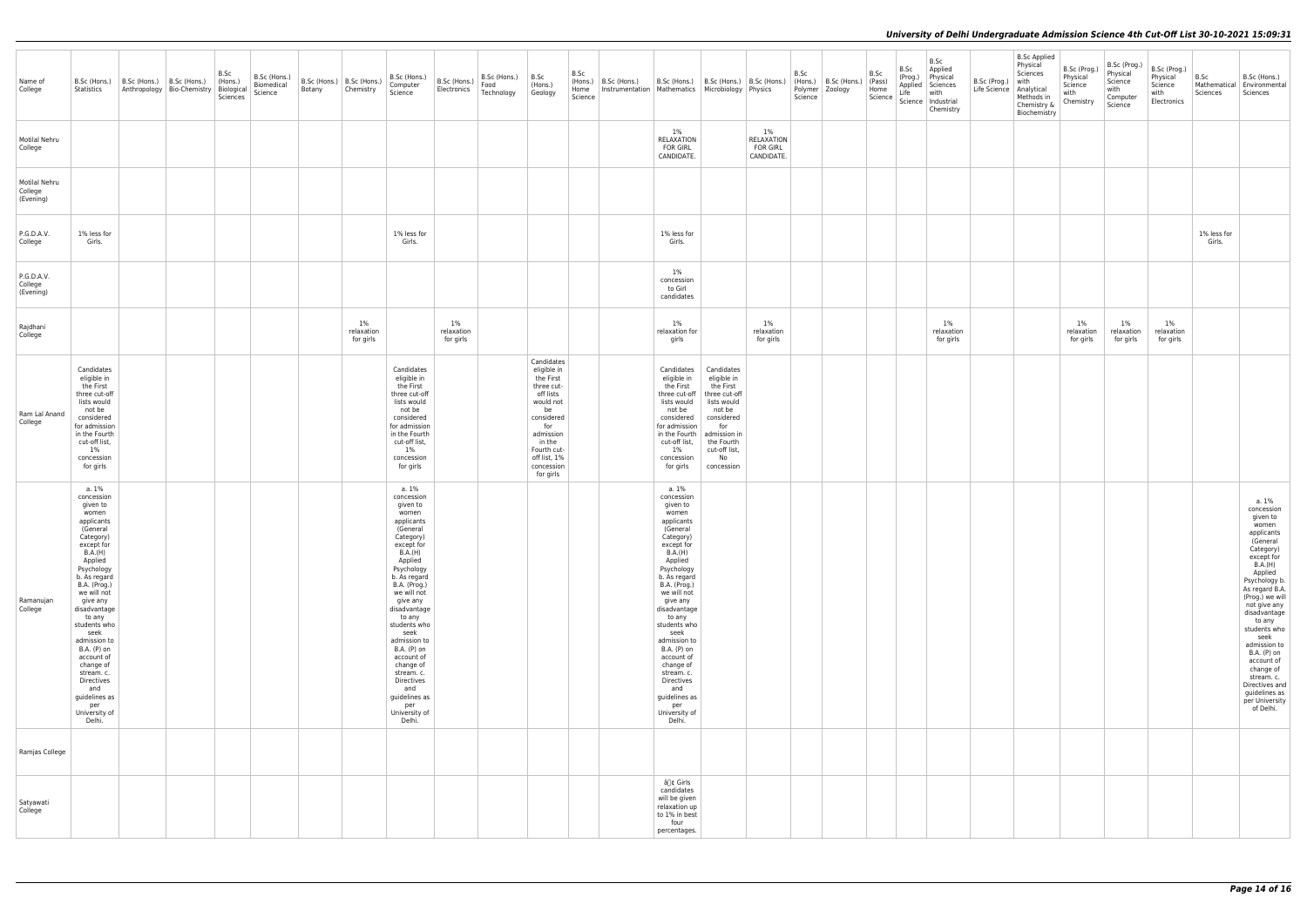| Name of College | B.Sc (Hons.) Statistics | B.Sc (Hons.) Anthropology | B.Sc (Hons.) Bio-Chemistry | B.Sc (Hons.) Biological Sciences | B.Sc (Hons.) Biomedical Science | B.Sc (Hons.) Botany | B.Sc (Hons.) Chemistry | B.Sc (Hons.) Computer Science | B.Sc (Hons.) Electronics | B.Sc (Hons.) Food Technology | B.Sc (Hons.) Geology | B.Sc (Hons.) Home Science | B.Sc (Hons.) Instrumentation | B.Sc (Hons.) Mathematics | B.Sc (Hons.) Microbiology | B.Sc (Hons.) Physics | B.Sc (Hons.) Polymer Science | B.Sc (Hons.) Zoology | B.Sc (Pass) Home Science | B.Sc (Prog.) Applied Life Science | B.Sc Applied Physical Sciences with Industrial Chemistry | B.Sc (Prog.) Life Science | B.Sc Applied Physical Sciences with Analytical Methods in Chemistry & Biochemistry | B.Sc (Prog.) Physical Science with Chemistry | B.Sc (Prog.) Physical Science with Computer Science | B.Sc (Prog.) Physical Science with Electronics | B.Sc Mathematical Sciences | B.Sc (Hons.) Environmental Sciences |
|---|---|---|---|---|---|---|---|---|---|---|---|---|---|---|---|---|---|---|---|---|---|---|---|---|---|---|---|---|
| Motilal Nehru College | | | | | | | | | | | | | | 1% RELAXATION FOR GIRL CANDIDATE. | | 1% RELAXATION FOR GIRL CANDIDATE. | | | | | | | | | | | | |
| Motilal Nehru College (Evening) | | | | | | | | | | | | | | | | | | | | | | | | | | | | |
| P.G.D.A.V. College | 1% less for Girls. | | | | | | | 1% less for Girls. | | | | | | 1% less for Girls. | | | | | | | | | | | | | 1% less for Girls. | |
| P.G.D.A.V. College (Evening) | | | | | | | | | | | | | | 1% concession to Girl candidates | | | | | | | | | | | | | | |
| Rajdhani College | | | | | | | 1% relaxation for girls | | 1% relaxation for girls | | | | | 1% relaxation for girls | | 1% relaxation for girls | | | | | 1% relaxation for girls | | | 1% relaxation for girls | 1% relaxation for girls | 1% relaxation for girls | | |
| Ram Lal Anand College | Candidates eligible in the First three cut-off lists would not be considered for admission in the Fourth cut-off list, 1% concession for girls | | | | | | | Candidates eligible in the First three cut-off lists would not be considered for admission in the Fourth cut-off list, 1% concession for girls | | | Candidates eligible in the First three cut-off lists would not be considered for admission in the Fourth cut-off list, 1% concession for girls | | | Candidates eligible in the First three cut-off lists would not be considered for admission in the Fourth cut-off list, 1% concession for girls | Candidates eligible in the First three cut-off lists would not be considered for admission in the Fourth cut-off list, No concession | | | | | | | | | | | | | |
| Ramanujan College | a. 1% concession given to women applicants (General Category) except for B.A.(H) Applied Psychology b. As regard B.A. (Prog.) we will not give any disadvantage to any students who seek admission to B.A. (P) on account of change of stream. c. Directives and guidelines as per University of Delhi. | | | | | | | a. 1% concession given to women applicants (General Category) except for B.A.(H) Applied Psychology b. As regard B.A. (Prog.) we will not give any disadvantage to any students who seek admission to B.A. (P) on account of change of stream. c. Directives and guidelines as per University of Delhi. | | | | | | a. 1% concession given to women applicants (General Category) except for B.A.(H) Applied Psychology b. As regard B.A. (Prog.) we will not give any disadvantage to any students who seek admission to B.A. (P) on account of change of stream. c. Directives and guidelines as per University of Delhi. | | | | | | | | | | | | | | a. 1% concession given to women applicants (General Category) except for B.A.(H) Applied Psychology b. As regard B.A. (Prog.) we will not give any disadvantage to any students who seek admission to B.A. (P) on account of change of stream. c. Directives and guidelines as per University of Delhi. |
| Ramjas College | | | | | | | | | | | | | | | | | | | | | | | | | | | | |
| Satyawati College | | | | | | | | | | | | | | â¢ Girls candidates will be given relaxation up to 1% in best four percentages. | | | | | | | | | | | | | | |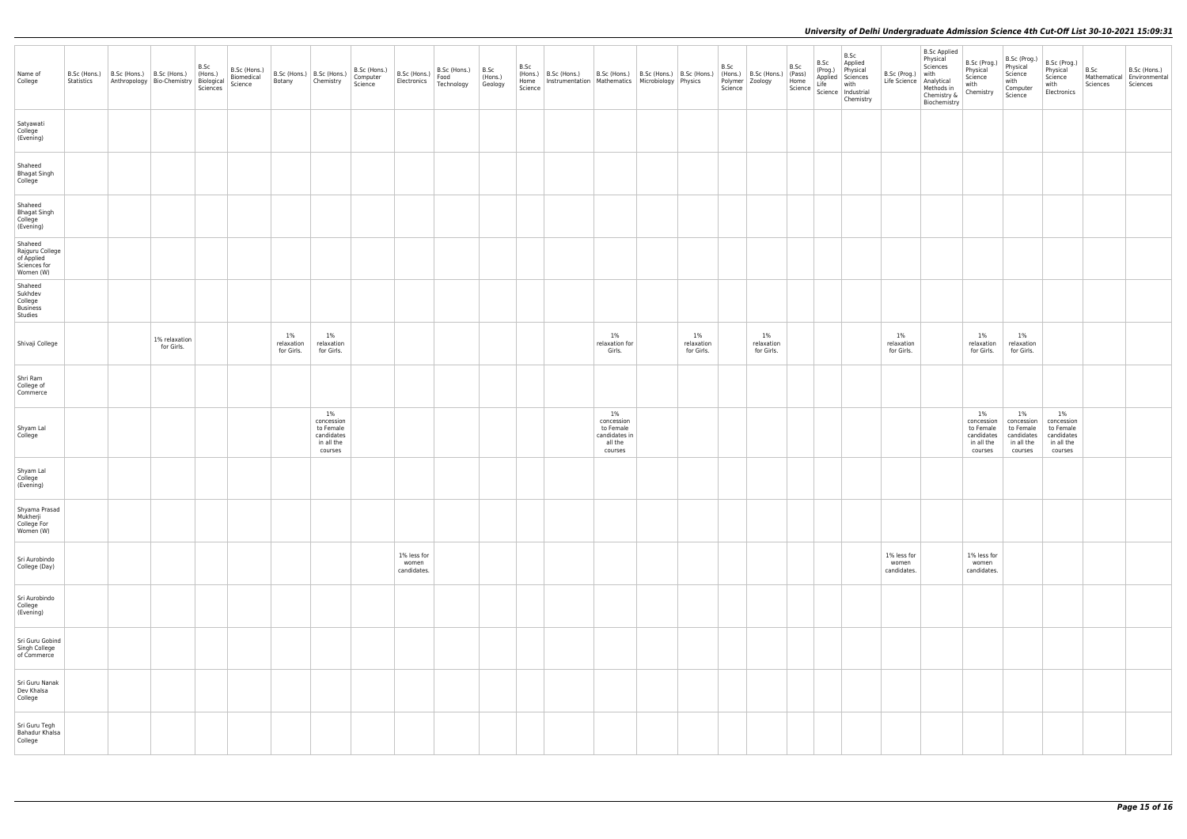| Name of College | B.Sc (Hons.) Statistics | B.Sc (Hons.) Anthropology | B.Sc (Hons.) Bio-Chemistry | B.Sc (Hons.) Biological Sciences | B.Sc (Hons.) Biomedical Science | B.Sc (Hons.) Botany | B.Sc (Hons.) Chemistry | B.Sc (Hons.) Computer Science | B.Sc (Hons.) Electronics | B.Sc (Hons.) Food Technology | B.Sc (Hons.) Geology | B.Sc (Hons.) Home Science | B.Sc (Hons.) Instrumentation | B.Sc (Hons.) Mathematics | B.Sc (Hons.) Microbiology | B.Sc (Hons.) Physics | B.Sc (Hons.) Polymer Science | B.Sc (Hons.) Zoology | B.Sc (Pass) Home Science | B.Sc (Prog.) Applied Life Science | B.Sc Applied Physical Sciences with Industrial Chemistry | B.Sc (Prog.) Life Science | B.Sc Applied Physical Sciences with Analytical Methods in Chemistry & Biochemistry | B.Sc (Prog.) Physical Science with Chemistry | B.Sc (Prog.) Physical Science with Computer Science | B.Sc (Prog.) Physical Science with Electronics | B.Sc Mathematical Sciences | B.Sc (Hons.) Environmental Sciences |
|---|---|---|---|---|---|---|---|---|---|---|---|---|---|---|---|---|---|---|---|---|---|---|---|---|---|---|---|---|
| Satyawati College (Evening) | | | | | | | | | | | | | | | | | | | | | | | | | | | | |
| Shaheed Bhagat Singh College | | | | | | | | | | | | | | | | | | | | | | | | | | | | |
| Shaheed Bhagat Singh College (Evening) | | | | | | | | | | | | | | | | | | | | | | | | | | | | |
| Shaheed Rajguru College of Applied Sciences for Women (W) | | | | | | | | | | | | | | | | | | | | | | | | | | | | |
| Shaheed Sukhdev College Business Studies | | | | | | | | | | | | | | | | | | | | | | | | | | | | |
| Shivaji College | | | 1% relaxation for Girls. | | | 1% relaxation for Girls. | 1% relaxation for Girls. | | | | | | | 1% relaxation for Girls. | | 1% relaxation for Girls. | | 1% relaxation for Girls. | | | | 1% relaxation for Girls. | | 1% relaxation for Girls. | 1% relaxation for Girls. | | | |
| Shri Ram College of Commerce | | | | | | | | | | | | | | | | | | | | | | | | | | | | |
| Shyam Lal College | | | | | | | 1% concession to Female candidates in all the courses | | | | | | | 1% concession to Female candidates in all the courses | | | | | | | | | | 1% concession to Female candidates in all the courses | 1% concession to Female candidates in all the courses | 1% concession to Female candidates in all the courses | | |
| Shyam Lal College (Evening) | | | | | | | | | | | | | | | | | | | | | | | | | | | | |
| Shyama Prasad Mukherji College For Women (W) | | | | | | | | | | | | | | | | | | | | | | | | | | | | |
| Sri Aurobindo College (Day) | | | | | | | | | 1% less for women candidates. | | | | | | | | | | | | | 1% less for women candidates. | | 1% less for women candidates. | | | | |
| Sri Aurobindo College (Evening) | | | | | | | | | | | | | | | | | | | | | | | | | | | | |
| Sri Guru Gobind Singh College of Commerce | | | | | | | | | | | | | | | | | | | | | | | | | | | | |
| Sri Guru Nanak Dev Khalsa College | | | | | | | | | | | | | | | | | | | | | | | | | | | | |
| Sri Guru Tegh Bahadur Khalsa College | | | | | | | | | | | | | | | | | | | | | | | | | | | | |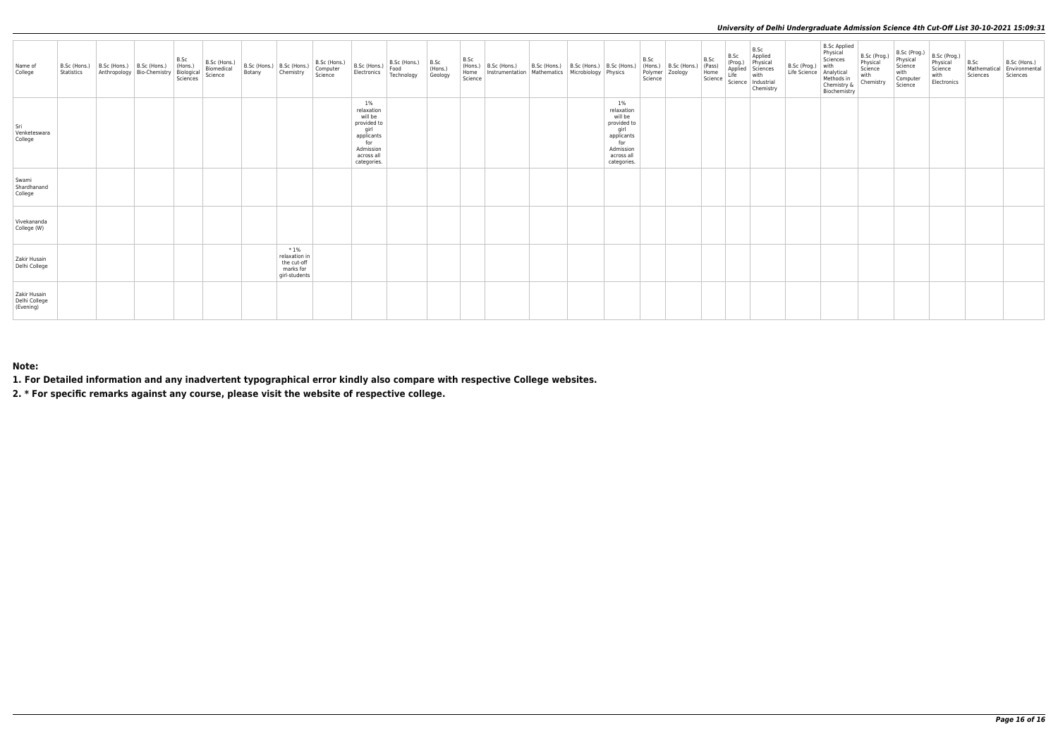| Name of College | B.Sc (Hons.) Statistics | B.Sc (Hons.) Anthropology | B.Sc (Hons.) Bio-Chemistry | B.Sc (Hons.) Biological Sciences | B.Sc (Hons.) Biomedical Science | B.Sc (Hons.) Botany | B.Sc (Hons.) Chemistry | B.Sc (Hons.) Computer Science | B.Sc (Hons.) Electronics | B.Sc (Hons.) Food Technology | B.Sc (Hons.) Geology | B.Sc (Hons.) Home Science | B.Sc (Hons.) Instrumentation | B.Sc (Hons.) Mathematics | B.Sc (Hons.) Microbiology | B.Sc (Hons.) Physics | B.Sc (Hons.) Polymer Science | B.Sc (Hons.) Zoology | B.Sc (Pass) Home Science | B.Sc (Prog.) Applied Life Science | B.Sc Applied Physical Sciences with Industrial Chemistry | B.Sc (Prog.) Life Science | B.Sc Applied Physical Sciences with Analytical Methods in Chemistry & Biochemistry | B.Sc (Prog.) Physical Science with Chemistry | B.Sc (Prog.) Physical Science with Computer Science | B.Sc (Prog.) Physical Science with Electronics | B.Sc Mathematical Sciences | B.Sc (Hons.) Environmental Sciences |
|---|---|---|---|---|---|---|---|---|---|---|---|---|---|---|---|---|---|---|---|---|---|---|---|---|---|---|---|---|
| Sri Venketeswara College | | | | | | | | | 1% relaxation will be provided to girl applicants for Admission across all categories. | | | | | | | 1% relaxation will be provided to girl applicants for Admission across all categories. | | | | | | | | | | | | |
| Swami Shardhanand College | | | | | | | | | | | | | | | | | | | | | | | | | | | | |
| Vivekananda College (W) | | | | | | | | | | | | | | | | | | | | | | | | | | | | |
| Zakir Husain Delhi College | | | | | | | * 1% relaxation in the cut-off marks for girl-students | | | | | | | | | | | | | | | | | | | | | |
| Zakir Husain Delhi College (Evening) | | | | | | | | | | | | | | | | | | | | | | | | | | | | |

**Note:**

**1. For Detailed information and any inadvertent typographical error kindly also compare with respective College websites.**

**2. * For specific remarks against any course, please visit the website of respective college.**